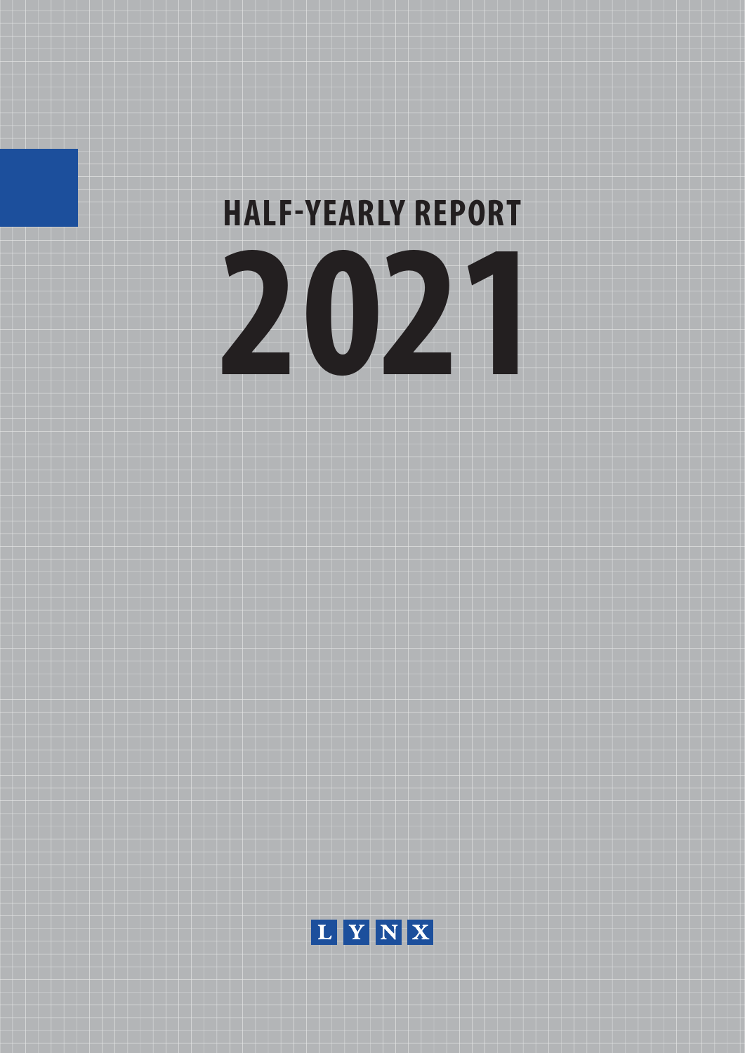# HALF-YEARLY REPORT

# 2021

LYNX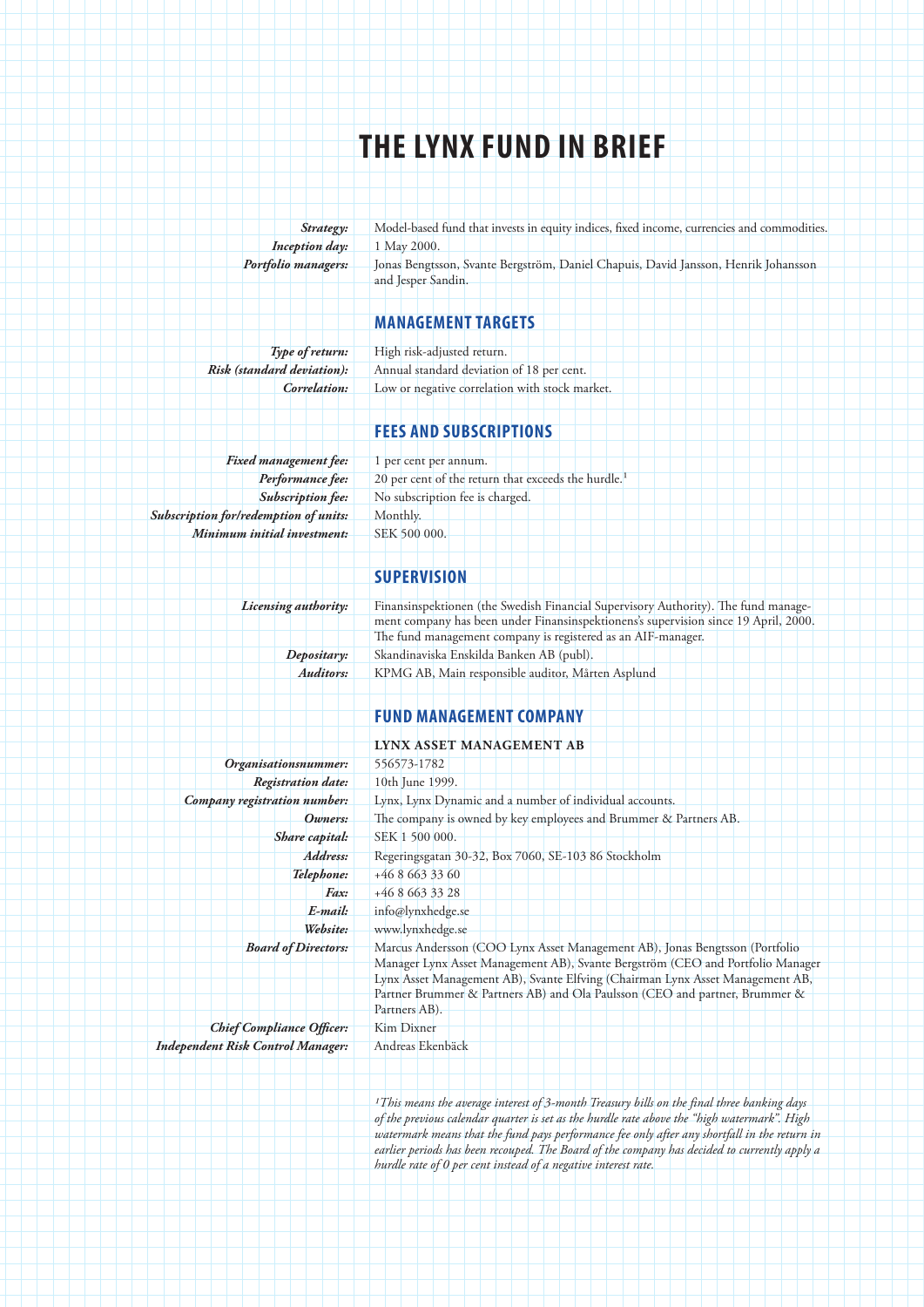# THE LYNX FUND IN BRIEF

| | |
|---|---|
| ***Strategy:*** | Model-based fund that invests in equity indices, fixed income, currencies and commodities. |
| ***Inception day:*** | 1 May 2000. |
| ***Portfolio managers:*** | Jonas Bengtsson, Svante Bergström, Daniel Chapuis, David Jansson, Henrik Johansson and Jesper Sandin. |

## MANAGEMENT TARGETS

| | |
|---|---|
| ***Type of return:*** | High risk-adjusted return. |
| ***Risk (standard deviation):*** | Annual standard deviation of 18 per cent. |
| ***Correlation:*** | Low or negative correlation with stock market. |

## FEES AND SUBSCRIPTIONS

| | |
|---|---|
| ***Fixed management fee:*** | 1 per cent per annum. |
| ***Performance fee:*** | 20 per cent of the return that exceeds the hurdle.[1] |
| ***Subscription fee:*** | No subscription fee is charged. |
| ***Subscription for/redemption of units:*** | Monthly. |
| ***Minimum initial investment:*** | SEK 500 000. |

## SUPERVISION

| | |
|---|---|
| ***Licensing authority:*** | Finansinspektionen (the Swedish Financial Supervisory Authority). The fund management company has been under Finansinspektionens's supervision since 19 April, 2000. The fund management company is registered as an AIF-manager. |
| ***Depositary:*** | Skandinaviska Enskilda Banken AB (publ). |
| ***Auditors:*** | KPMG AB, Main responsible auditor, Mårten Asplund |

## FUND MANAGEMENT COMPANY

**LYNX ASSET MANAGEMENT AB**

| | |
|---|---|
| ***Organisationsnummer:*** | 556573-1782 |
| ***Registration date:*** | 10th June 1999. |
| ***Company registration number:*** | Lynx, Lynx Dynamic and a number of individual accounts. |
| ***Owners:*** | The company is owned by key employees and Brummer & Partners AB. |
| ***Share capital:*** | SEK 1 500 000. |
| ***Address:*** | Regeringsgatan 30-32, Box 7060, SE-103 86 Stockholm |
| ***Telephone:*** | +46 8 663 33 60 |
| ***Fax:*** | +46 8 663 33 28 |
| ***E-mail:*** | info@lynxhedge.se |
| ***Website:*** | www.lynxhedge.se |
| ***Board of Directors:*** | Marcus Andersson (COO Lynx Asset Management AB), Jonas Bengtsson (Portfolio Manager Lynx Asset Management AB), Svante Bergström (CEO and Portfolio Manager Lynx Asset Management AB), Svante Elfving (Chairman Lynx Asset Management AB, Partner Brummer & Partners AB) and Ola Paulsson (CEO and partner, Brummer & Partners AB). |
| ***Chief Compliance Officer:*** | Kim Dixner |
| ***Independent Risk Control Manager:*** | Andreas Ekenbäck |

*[1]This means the average interest of 3-month Treasury bills on the final three banking days of the previous calendar quarter is set as the hurdle rate above the "high watermark". High watermark means that the fund pays performance fee only after any shortfall in the return in earlier periods has been recouped. The Board of the company has decided to currently apply a hurdle rate of 0 per cent instead of a negative interest rate.*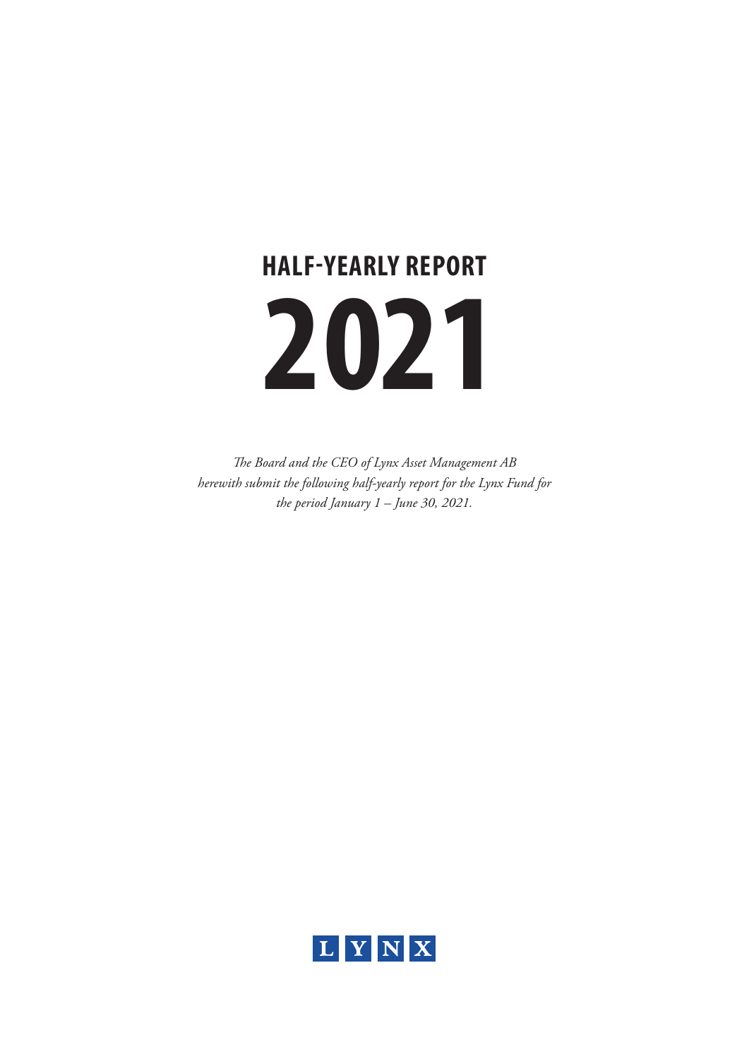# HALF-YEARLY REPORT

# 2021

*The Board and the CEO of Lynx Asset Management AB herewith submit the following half-yearly report for the Lynx Fund for the period January 1 – June 30, 2021.*

LYNX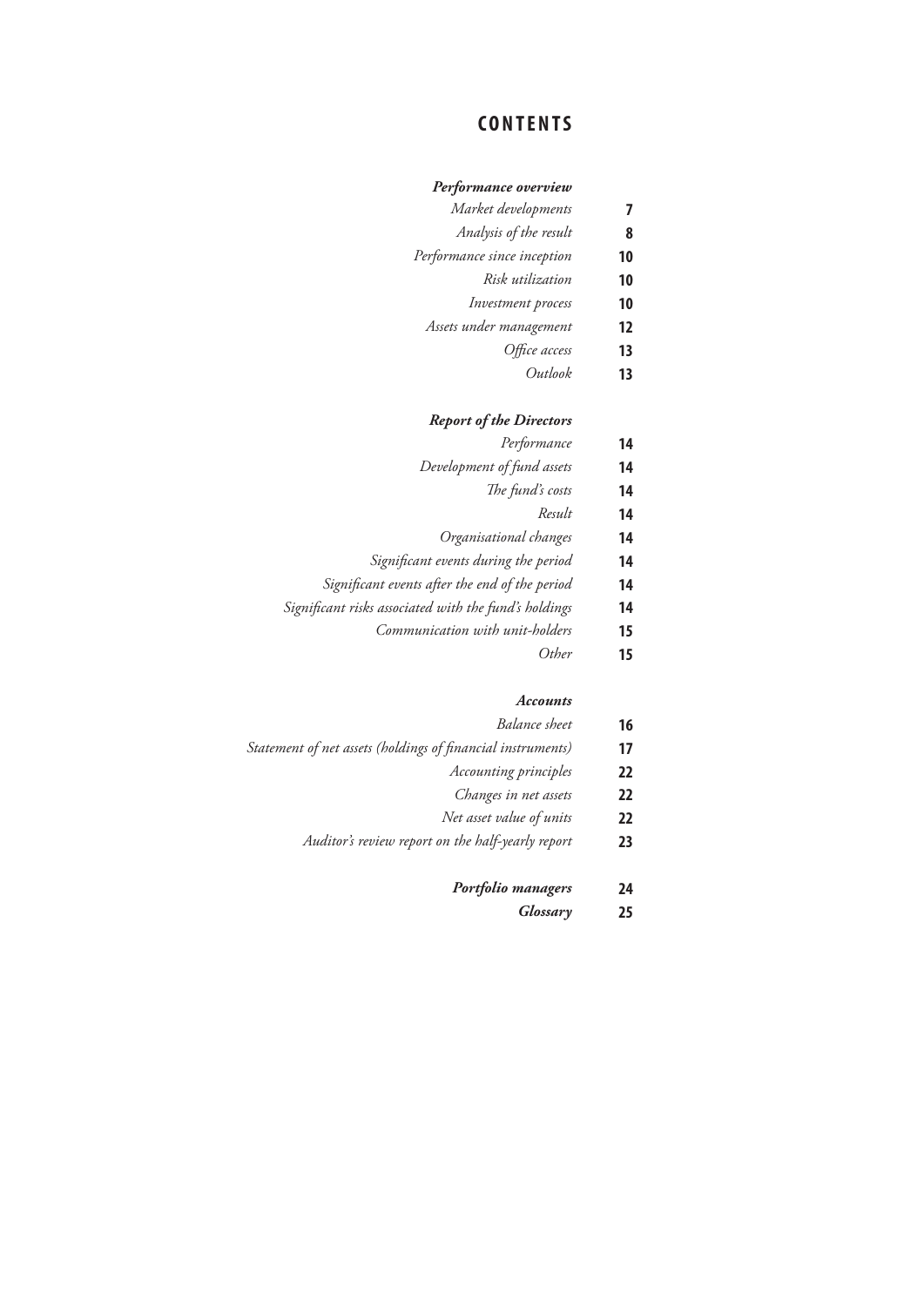# CONTENTS

| | |
|---|---|
| ***Performance overview*** | |
| *Market developments* | **7** |
| *Analysis of the result* | **8** |
| *Performance since inception* | **10** |
| *Risk utilization* | **10** |
| *Investment process* | **10** |
| *Assets under management* | **12** |
| *Office access* | **13** |
| *Outlook* | **13** |
| ***Report of the Directors*** | |
| *Performance* | **14** |
| *Development of fund assets* | **14** |
| *The fund's costs* | **14** |
| *Result* | **14** |
| *Organisational changes* | **14** |
| *Significant events during the period* | **14** |
| *Significant events after the end of the period* | **14** |
| *Significant risks associated with the fund's holdings* | **14** |
| *Communication with unit-holders* | **15** |
| *Other* | **15** |
| ***Accounts*** | |
| *Balance sheet* | **16** |
| *Statement of net assets (holdings of financial instruments)* | **17** |
| *Accounting principles* | **22** |
| *Changes in net assets* | **22** |
| *Net asset value of units* | **22** |
| *Auditor's review report on the half-yearly report* | **23** |
| ***Portfolio managers*** | **24** |
| ***Glossary*** | **25** |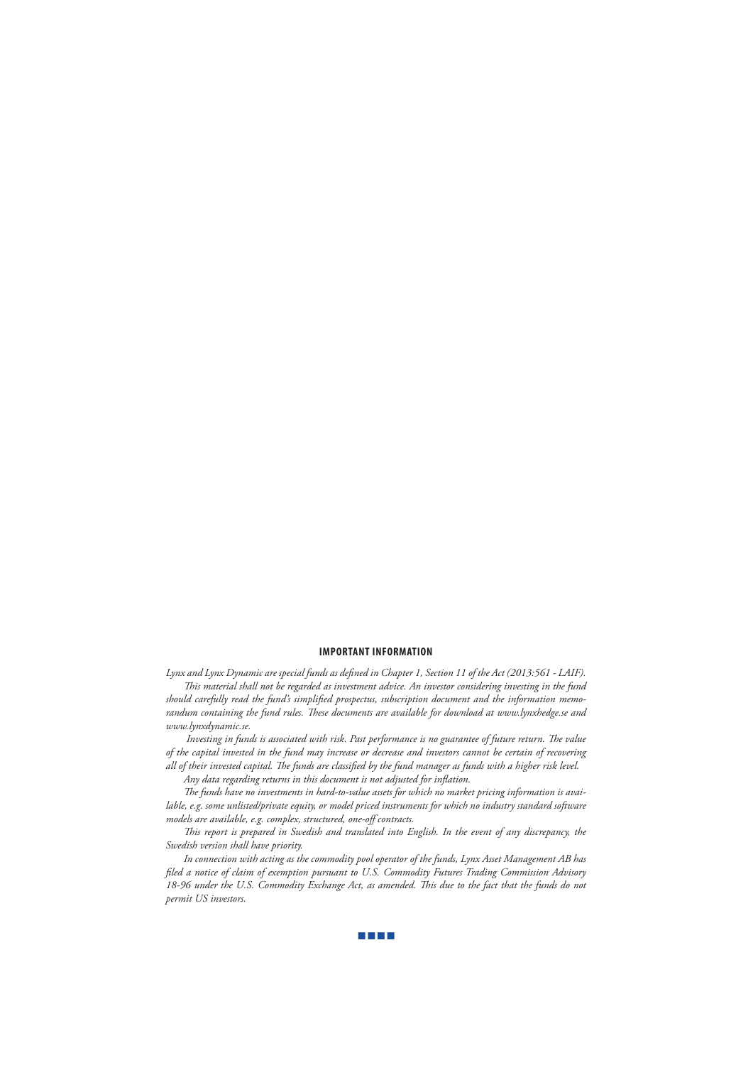## IMPORTANT INFORMATION

*Lynx and Lynx Dynamic are special funds as defined in Chapter 1, Section 11 of the Act (2013:561 - LAIF).*

*This material shall not be regarded as investment advice. An investor considering investing in the fund should carefully read the fund's simplified prospectus, subscription document and the information memorandum containing the fund rules. These documents are available for download at www.lynxhedge.se and www.lynxdynamic.se.*

*Investing in funds is associated with risk. Past performance is no guarantee of future return. The value of the capital invested in the fund may increase or decrease and investors cannot be certain of recovering all of their invested capital. The funds are classified by the fund manager as funds with a higher risk level.*

*Any data regarding returns in this document is not adjusted for inflation.*

*The funds have no investments in hard-to-value assets for which no market pricing information is available, e.g. some unlisted/private equity, or model priced instruments for which no industry standard software models are available, e.g. complex, structured, one-off contracts.*

*This report is prepared in Swedish and translated into English. In the event of any discrepancy, the Swedish version shall have priority.*

*In connection with acting as the commodity pool operator of the funds, Lynx Asset Management AB has filed a notice of claim of exemption pursuant to U.S. Commodity Futures Trading Commission Advisory 18-96 under the U.S. Commodity Exchange Act, as amended. This due to the fact that the funds do not permit US investors.*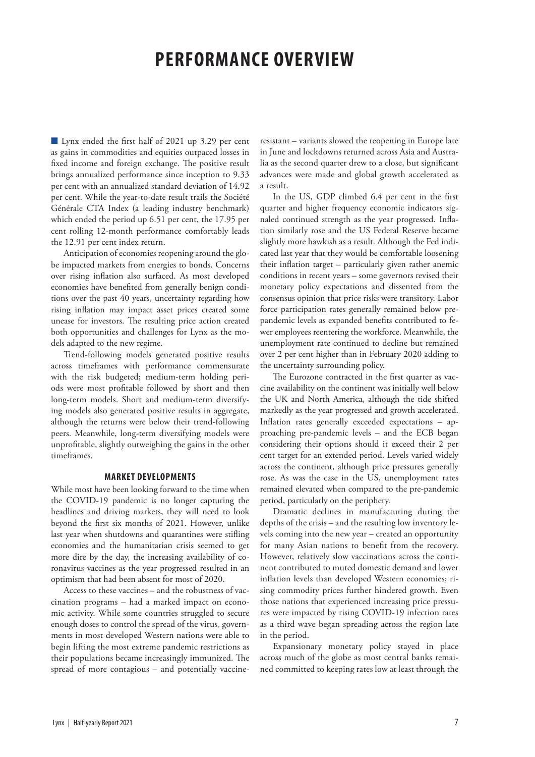# PERFORMANCE OVERVIEW

■ Lynx ended the first half of 2021 up 3.29 per cent as gains in commodities and equities outpaced losses in fixed income and foreign exchange. The positive result brings annualized performance since inception to 9.33 per cent with an annualized standard deviation of 14.92 per cent. While the year-to-date result trails the Société Générale CTA Index (a leading industry benchmark) which ended the period up 6.51 per cent, the 17.95 per cent rolling 12-month performance comfortably leads the 12.91 per cent index return.

Anticipation of economies reopening around the globe impacted markets from energies to bonds. Concerns over rising inflation also surfaced. As most developed economies have benefited from generally benign conditions over the past 40 years, uncertainty regarding how rising inflation may impact asset prices created some unease for investors. The resulting price action created both opportunities and challenges for Lynx as the models adapted to the new regime.

Trend-following models generated positive results across timeframes with performance commensurate with the risk budgeted; medium-term holding periods were most profitable followed by short and then long-term models. Short and medium-term diversifying models also generated positive results in aggregate, although the returns were below their trend-following peers. Meanwhile, long-term diversifying models were unprofitable, slightly outweighing the gains in the other timeframes.

### MARKET DEVELOPMENTS

While most have been looking forward to the time when the COVID-19 pandemic is no longer capturing the headlines and driving markets, they will need to look beyond the first six months of 2021. However, unlike last year when shutdowns and quarantines were stifling economies and the humanitarian crisis seemed to get more dire by the day, the increasing availability of coronavirus vaccines as the year progressed resulted in an optimism that had been absent for most of 2020.

Access to these vaccines – and the robustness of vaccination programs – had a marked impact on economic activity. While some countries struggled to secure enough doses to control the spread of the virus, governments in most developed Western nations were able to begin lifting the most extreme pandemic restrictions as their populations became increasingly immunized. The spread of more contagious – and potentially vaccine-resistant – variants slowed the reopening in Europe late in June and lockdowns returned across Asia and Australia as the second quarter drew to a close, but significant advances were made and global growth accelerated as a result.

In the US, GDP climbed 6.4 per cent in the first quarter and higher frequency economic indicators signaled continued strength as the year progressed. Inflation similarly rose and the US Federal Reserve became slightly more hawkish as a result. Although the Fed indicated last year that they would be comfortable loosening their inflation target – particularly given rather anemic conditions in recent years – some governors revised their monetary policy expectations and dissented from the consensus opinion that price risks were transitory. Labor force participation rates generally remained below pre-pandemic levels as expanded benefits contributed to fewer employees reentering the workforce. Meanwhile, the unemployment rate continued to decline but remained over 2 per cent higher than in February 2020 adding to the uncertainty surrounding policy.

The Eurozone contracted in the first quarter as vaccine availability on the continent was initially well below the UK and North America, although the tide shifted markedly as the year progressed and growth accelerated. Inflation rates generally exceeded expectations – approaching pre-pandemic levels – and the ECB began considering their options should it exceed their 2 per cent target for an extended period. Levels varied widely across the continent, although price pressures generally rose. As was the case in the US, unemployment rates remained elevated when compared to the pre-pandemic period, particularly on the periphery.

Dramatic declines in manufacturing during the depths of the crisis – and the resulting low inventory levels coming into the new year – created an opportunity for many Asian nations to benefit from the recovery. However, relatively slow vaccinations across the continent contributed to muted domestic demand and lower inflation levels than developed Western economies; rising commodity prices further hindered growth. Even those nations that experienced increasing price pressures were impacted by rising COVID-19 infection rates as a third wave began spreading across the region late in the period.

Expansionary monetary policy stayed in place across much of the globe as most central banks remained committed to keeping rates low at least through the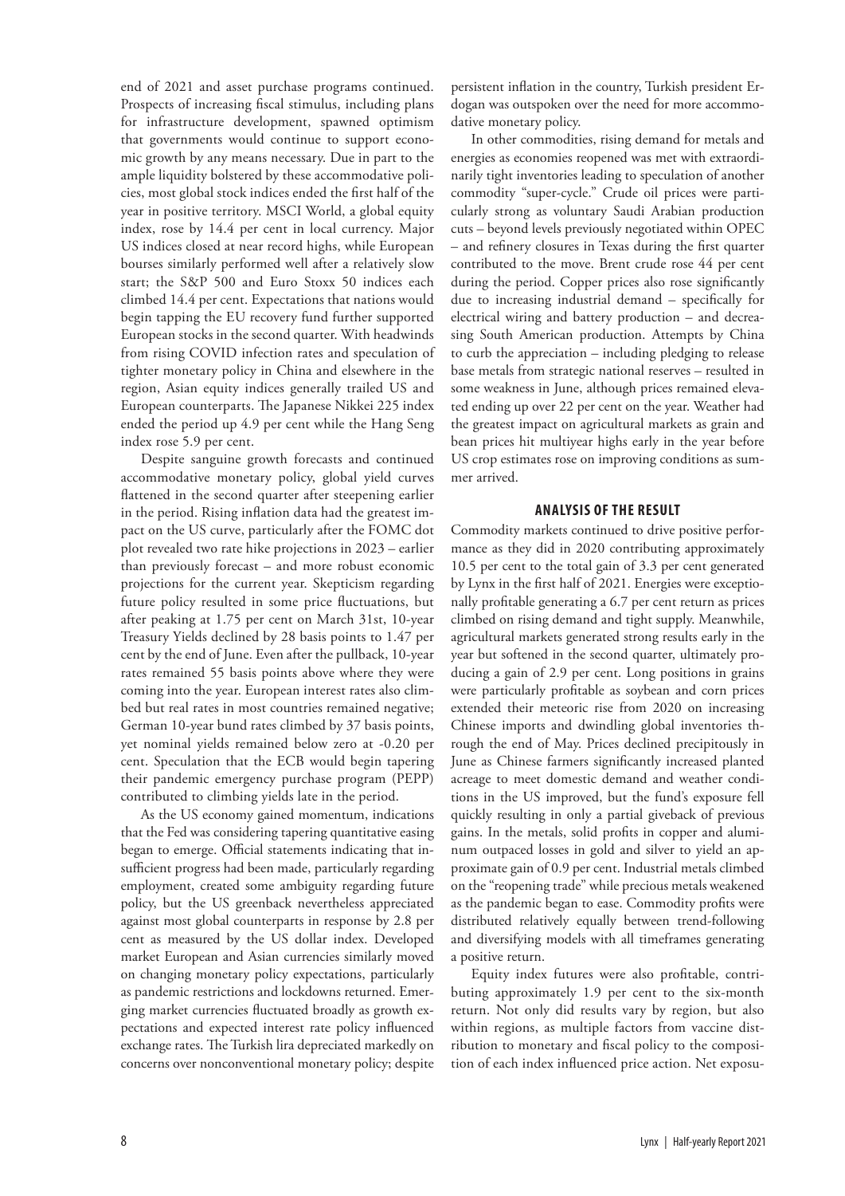end of 2021 and asset purchase programs continued. Prospects of increasing fiscal stimulus, including plans for infrastructure development, spawned optimism that governments would continue to support economic growth by any means necessary. Due in part to the ample liquidity bolstered by these accommodative policies, most global stock indices ended the first half of the year in positive territory. MSCI World, a global equity index, rose by 14.4 per cent in local currency. Major US indices closed at near record highs, while European bourses similarly performed well after a relatively slow start; the S&P 500 and Euro Stoxx 50 indices each climbed 14.4 per cent. Expectations that nations would begin tapping the EU recovery fund further supported European stocks in the second quarter. With headwinds from rising COVID infection rates and speculation of tighter monetary policy in China and elsewhere in the region, Asian equity indices generally trailed US and European counterparts. The Japanese Nikkei 225 index ended the period up 4.9 per cent while the Hang Seng index rose 5.9 per cent.

Despite sanguine growth forecasts and continued accommodative monetary policy, global yield curves flattened in the second quarter after steepening earlier in the period. Rising inflation data had the greatest impact on the US curve, particularly after the FOMC dot plot revealed two rate hike projections in 2023 – earlier than previously forecast – and more robust economic projections for the current year. Skepticism regarding future policy resulted in some price fluctuations, but after peaking at 1.75 per cent on March 31st, 10-year Treasury Yields declined by 28 basis points to 1.47 per cent by the end of June. Even after the pullback, 10-year rates remained 55 basis points above where they were coming into the year. European interest rates also climbed but real rates in most countries remained negative; German 10-year bund rates climbed by 37 basis points, yet nominal yields remained below zero at -0.20 per cent. Speculation that the ECB would begin tapering their pandemic emergency purchase program (PEPP) contributed to climbing yields late in the period.

As the US economy gained momentum, indications that the Fed was considering tapering quantitative easing began to emerge. Official statements indicating that insufficient progress had been made, particularly regarding employment, created some ambiguity regarding future policy, but the US greenback nevertheless appreciated against most global counterparts in response by 2.8 per cent as measured by the US dollar index. Developed market European and Asian currencies similarly moved on changing monetary policy expectations, particularly as pandemic restrictions and lockdowns returned. Emerging market currencies fluctuated broadly as growth expectations and expected interest rate policy influenced exchange rates. The Turkish lira depreciated markedly on concerns over nonconventional monetary policy; despite persistent inflation in the country, Turkish president Erdogan was outspoken over the need for more accommodative monetary policy.

In other commodities, rising demand for metals and energies as economies reopened was met with extraordinarily tight inventories leading to speculation of another commodity "super-cycle." Crude oil prices were particularly strong as voluntary Saudi Arabian production cuts – beyond levels previously negotiated within OPEC – and refinery closures in Texas during the first quarter contributed to the move. Brent crude rose 44 per cent during the period. Copper prices also rose significantly due to increasing industrial demand – specifically for electrical wiring and battery production – and decreasing South American production. Attempts by China to curb the appreciation – including pledging to release base metals from strategic national reserves – resulted in some weakness in June, although prices remained elevated ending up over 22 per cent on the year. Weather had the greatest impact on agricultural markets as grain and bean prices hit multiyear highs early in the year before US crop estimates rose on improving conditions as summer arrived.

## ANALYSIS OF THE RESULT

Commodity markets continued to drive positive performance as they did in 2020 contributing approximately 10.5 per cent to the total gain of 3.3 per cent generated by Lynx in the first half of 2021. Energies were exceptionally profitable generating a 6.7 per cent return as prices climbed on rising demand and tight supply. Meanwhile, agricultural markets generated strong results early in the year but softened in the second quarter, ultimately producing a gain of 2.9 per cent. Long positions in grains were particularly profitable as soybean and corn prices extended their meteoric rise from 2020 on increasing Chinese imports and dwindling global inventories through the end of May. Prices declined precipitously in June as Chinese farmers significantly increased planted acreage to meet domestic demand and weather conditions in the US improved, but the fund's exposure fell quickly resulting in only a partial giveback of previous gains. In the metals, solid profits in copper and aluminum outpaced losses in gold and silver to yield an approximate gain of 0.9 per cent. Industrial metals climbed on the "reopening trade" while precious metals weakened as the pandemic began to ease. Commodity profits were distributed relatively equally between trend-following and diversifying models with all timeframes generating a positive return.

Equity index futures were also profitable, contributing approximately 1.9 per cent to the six-month return. Not only did results vary by region, but also within regions, as multiple factors from vaccine distribution to monetary and fiscal policy to the composition of each index influenced price action. Net exposu-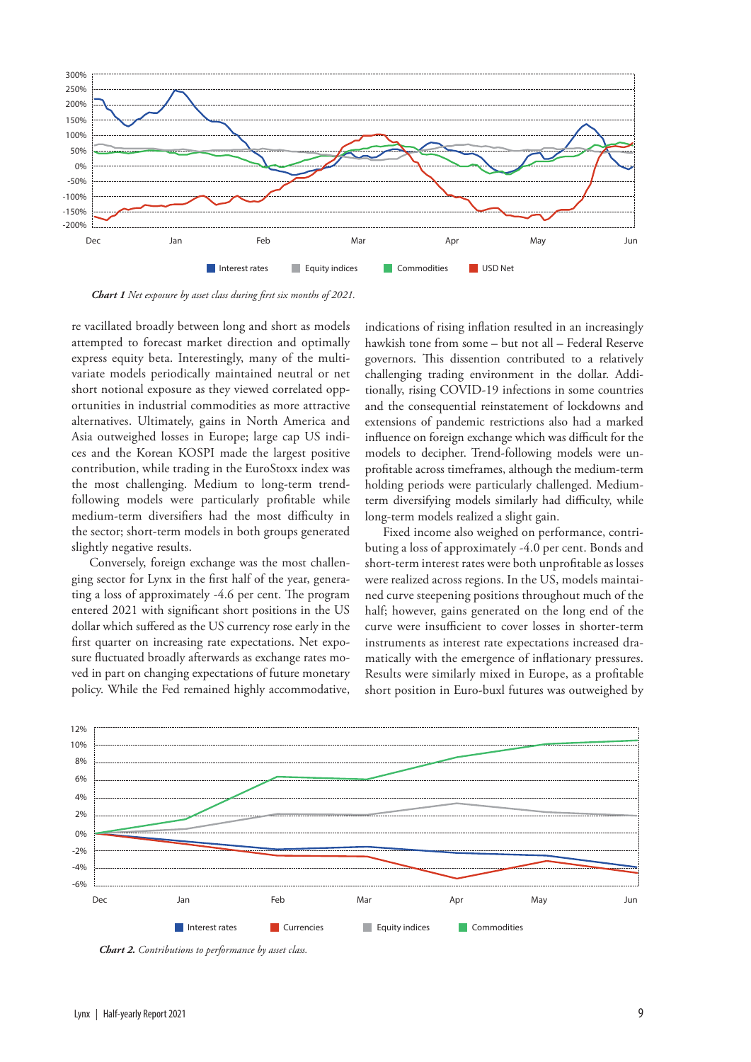*Chart 1 Net exposure by asset class during first six months of 2021.*

re vacillated broadly between long and short as models attempted to forecast market direction and optimally express equity beta. Interestingly, many of the multivariate models periodically maintained neutral or net short notional exposure as they viewed correlated opportunities in industrial commodities as more attractive alternatives. Ultimately, gains in North America and Asia outweighed losses in Europe; large cap US indices and the Korean KOSPI made the largest positive contribution, while trading in the EuroStoxx index was the most challenging. Medium to long-term trend-following models were particularly profitable while medium-term diversifiers had the most difficulty in the sector; short-term models in both groups generated slightly negative results.

Conversely, foreign exchange was the most challenging sector for Lynx in the first half of the year, generating a loss of approximately -4.6 per cent. The program entered 2021 with significant short positions in the US dollar which suffered as the US currency rose early in the first quarter on increasing rate expectations. Net exposure fluctuated broadly afterwards as exchange rates moved in part on changing expectations of future monetary policy. While the Fed remained highly accommodative, indications of rising inflation resulted in an increasingly hawkish tone from some – but not all – Federal Reserve governors. This dissention contributed to a relatively challenging trading environment in the dollar. Additionally, rising COVID-19 infections in some countries and the consequential reinstatement of lockdowns and extensions of pandemic restrictions also had a marked influence on foreign exchange which was difficult for the models to decipher. Trend-following models were unprofitable across timeframes, although the medium-term holding periods were particularly challenged. Medium-term diversifying models similarly had difficulty, while long-term models realized a slight gain.

Fixed income also weighed on performance, contributing a loss of approximately -4.0 per cent. Bonds and short-term interest rates were both unprofitable as losses were realized across regions. In the US, models maintained curve steepening positions throughout much of the half; however, gains generated on the long end of the curve were insufficient to cover losses in shorter-term instruments as interest rate expectations increased dramatically with the emergence of inflationary pressures. Results were similarly mixed in Europe, as a profitable short position in Euro-buxl futures was outweighed by

*Chart 2. Contributions to performance by asset class.*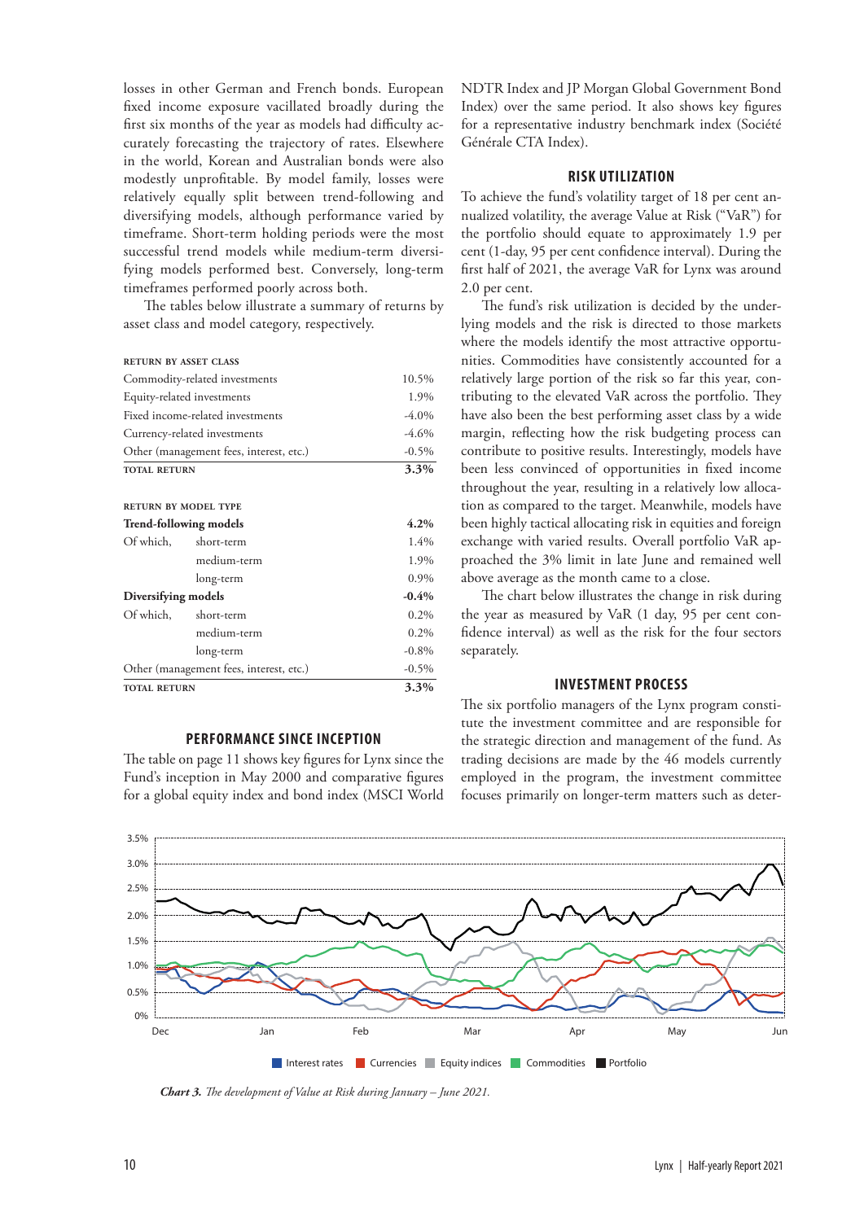losses in other German and French bonds. European fixed income exposure vacillated broadly during the first six months of the year as models had difficulty accurately forecasting the trajectory of rates. Elsewhere in the world, Korean and Australian bonds were also modestly unprofitable. By model family, losses were relatively equally split between trend-following and diversifying models, although performance varied by timeframe. Short-term holding periods were the most successful trend models while medium-term diversifying models performed best. Conversely, long-term timeframes performed poorly across both.

The tables below illustrate a summary of returns by asset class and model category, respectively.

| RETURN BY ASSET CLASS | |
|---|---|
| Commodity-related investments | 10.5% |
| Equity-related investments | 1.9% |
| Fixed income-related investments | -4.0% |
| Currency-related investments | -4.6% |
| Other (management fees, interest, etc.) | -0.5% |
| **TOTAL RETURN** | **3.3%** |

| RETURN BY MODEL TYPE | | |
|---|---|---|
| **Trend-following models** | | **4.2%** |
| Of which, | short-term | 1.4% |
| | medium-term | 1.9% |
| | long-term | 0.9% |
| **Diversifying models** | | **-0.4%** |
| Of which, | short-term | 0.2% |
| | medium-term | 0.2% |
| | long-term | -0.8% |
| Other (management fees, interest, etc.) | | -0.5% |
| **TOTAL RETURN** | | **3.3%** |

## PERFORMANCE SINCE INCEPTION

The table on page 11 shows key figures for Lynx since the Fund's inception in May 2000 and comparative figures for a global equity index and bond index (MSCI World NDTR Index and JP Morgan Global Government Bond Index) over the same period. It also shows key figures for a representative industry benchmark index (Société Générale CTA Index).

## RISK UTILIZATION

To achieve the fund's volatility target of 18 per cent annualized volatility, the average Value at Risk ("VaR") for the portfolio should equate to approximately 1.9 per cent (1-day, 95 per cent confidence interval). During the first half of 2021, the average VaR for Lynx was around 2.0 per cent.

The fund's risk utilization is decided by the underlying models and the risk is directed to those markets where the models identify the most attractive opportunities. Commodities have consistently accounted for a relatively large portion of the risk so far this year, contributing to the elevated VaR across the portfolio. They have also been the best performing asset class by a wide margin, reflecting how the risk budgeting process can contribute to positive results. Interestingly, models have been less convinced of opportunities in fixed income throughout the year, resulting in a relatively low allocation as compared to the target. Meanwhile, models have been highly tactical allocating risk in equities and foreign exchange with varied results. Overall portfolio VaR approached the 3% limit in late June and remained well above average as the month came to a close.

The chart below illustrates the change in risk during the year as measured by VaR (1 day, 95 per cent confidence interval) as well as the risk for the four sectors separately.

## INVESTMENT PROCESS

The six portfolio managers of the Lynx program constitute the investment committee and are responsible for the strategic direction and management of the fund. As trading decisions are made by the 46 models currently employed in the program, the investment committee focuses primarily on longer-term matters such as deter-

***Chart 3.*** *The development of Value at Risk during January – June 2021.*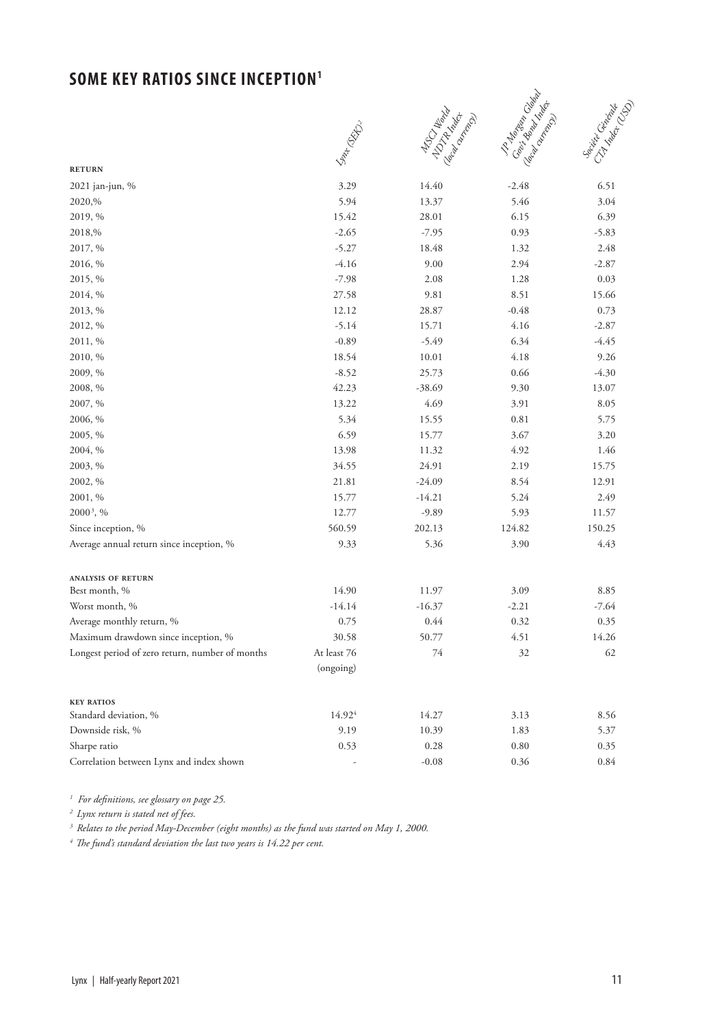## SOME KEY RATIOS SINCE INCEPTION[1]

| | Lynx (SEK)[2] | MSCI World NDTR Index (local currency) | JP Morgan Global Gov't Bond Index (local currency) | Société Générale CTA Index (USD) |
|---|---|---|---|---|
| **RETURN** | | | | |
| 2021 jan-jun, % | 3.29 | 14.40 | -2.48 | 6.51 |
| 2020,% | 5.94 | 13.37 | 5.46 | 3.04 |
| 2019, % | 15.42 | 28.01 | 6.15 | 6.39 |
| 2018,% | -2.65 | -7.95 | 0.93 | -5.83 |
| 2017, % | -5.27 | 18.48 | 1.32 | 2.48 |
| 2016, % | -4.16 | 9.00 | 2.94 | -2.87 |
| 2015, % | -7.98 | 2.08 | 1.28 | 0.03 |
| 2014, % | 27.58 | 9.81 | 8.51 | 15.66 |
| 2013, % | 12.12 | 28.87 | -0.48 | 0.73 |
| 2012, % | -5.14 | 15.71 | 4.16 | -2.87 |
| 2011, % | -0.89 | -5.49 | 6.34 | -4.45 |
| 2010, % | 18.54 | 10.01 | 4.18 | 9.26 |
| 2009, % | -8.52 | 25.73 | 0.66 | -4.30 |
| 2008, % | 42.23 | -38.69 | 9.30 | 13.07 |
| 2007, % | 13.22 | 4.69 | 3.91 | 8.05 |
| 2006, % | 5.34 | 15.55 | 0.81 | 5.75 |
| 2005, % | 6.59 | 15.77 | 3.67 | 3.20 |
| 2004, % | 13.98 | 11.32 | 4.92 | 1.46 |
| 2003, % | 34.55 | 24.91 | 2.19 | 15.75 |
| 2002, % | 21.81 | -24.09 | 8.54 | 12.91 |
| 2001, % | 15.77 | -14.21 | 5.24 | 2.49 |
| 2000[3], % | 12.77 | -9.89 | 5.93 | 11.57 |
| Since inception, % | 560.59 | 202.13 | 124.82 | 150.25 |
| Average annual return since inception, % | 9.33 | 5.36 | 3.90 | 4.43 |
| **ANALYSIS OF RETURN** | | | | |
| Best month, % | 14.90 | 11.97 | 3.09 | 8.85 |
| Worst month, % | -14.14 | -16.37 | -2.21 | -7.64 |
| Average monthly return, % | 0.75 | 0.44 | 0.32 | 0.35 |
| Maximum drawdown since inception, % | 30.58 | 50.77 | 4.51 | 14.26 |
| Longest period of zero return, number of months | At least 76 (ongoing) | 74 | 32 | 62 |
| **KEY RATIOS** | | | | |
| Standard deviation, % | 14.92[4] | 14.27 | 3.13 | 8.56 |
| Downside risk, % | 9.19 | 10.39 | 1.83 | 5.37 |
| Sharpe ratio | 0.53 | 0.28 | 0.80 | 0.35 |
| Correlation between Lynx and index shown | - | -0.08 | 0.36 | 0.84 |

*[1] For definitions, see glossary on page 25.*

*[2] Lynx return is stated net of fees.*

*[3] Relates to the period May-December (eight months) as the fund was started on May 1, 2000.*

*[4] The fund's standard deviation the last two years is 14.22 per cent.*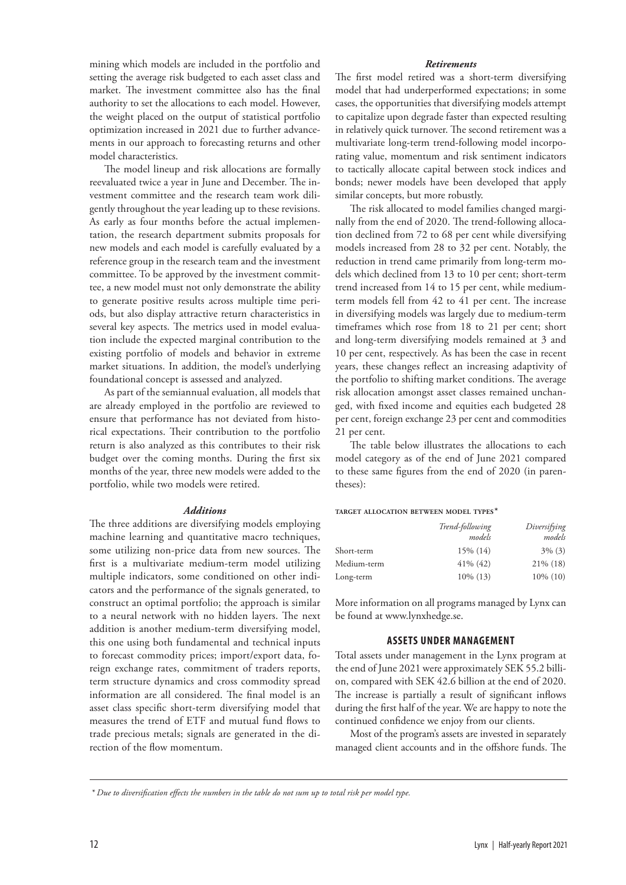mining which models are included in the portfolio and setting the average risk budgeted to each asset class and market. The investment committee also has the final authority to set the allocations to each model. However, the weight placed on the output of statistical portfolio optimization increased in 2021 due to further advancements in our approach to forecasting returns and other model characteristics.

The model lineup and risk allocations are formally reevaluated twice a year in June and December. The investment committee and the research team work diligently throughout the year leading up to these revisions. As early as four months before the actual implementation, the research department submits proposals for new models and each model is carefully evaluated by a reference group in the research team and the investment committee. To be approved by the investment committee, a new model must not only demonstrate the ability to generate positive results across multiple time periods, but also display attractive return characteristics in several key aspects. The metrics used in model evaluation include the expected marginal contribution to the existing portfolio of models and behavior in extreme market situations. In addition, the model's underlying foundational concept is assessed and analyzed.

As part of the semiannual evaluation, all models that are already employed in the portfolio are reviewed to ensure that performance has not deviated from historical expectations. Their contribution to the portfolio return is also analyzed as this contributes to their risk budget over the coming months. During the first six months of the year, three new models were added to the portfolio, while two models were retired.

### *Additions*

The three additions are diversifying models employing machine learning and quantitative macro techniques, some utilizing non-price data from new sources. The first is a multivariate medium-term model utilizing multiple indicators, some conditioned on other indicators and the performance of the signals generated, to construct an optimal portfolio; the approach is similar to a neural network with no hidden layers. The next addition is another medium-term diversifying model, this one using both fundamental and technical inputs to forecast commodity prices; import/export data, foreign exchange rates, commitment of traders reports, term structure dynamics and cross commodity spread information are all considered. The final model is an asset class specific short-term diversifying model that measures the trend of ETF and mutual fund flows to trade precious metals; signals are generated in the direction of the flow momentum.

### *Retirements*

The first model retired was a short-term diversifying model that had underperformed expectations; in some cases, the opportunities that diversifying models attempt to capitalize upon degrade faster than expected resulting in relatively quick turnover. The second retirement was a multivariate long-term trend-following model incorporating value, momentum and risk sentiment indicators to tactically allocate capital between stock indices and bonds; newer models have been developed that apply similar concepts, but more robustly.

The risk allocated to model families changed marginally from the end of 2020. The trend-following allocation declined from 72 to 68 per cent while diversifying models increased from 28 to 32 per cent. Notably, the reduction in trend came primarily from long-term models which declined from 13 to 10 per cent; short-term trend increased from 14 to 15 per cent, while medium-term models fell from 42 to 41 per cent. The increase in diversifying models was largely due to medium-term timeframes which rose from 18 to 21 per cent; short and long-term diversifying models remained at 3 and 10 per cent, respectively. As has been the case in recent years, these changes reflect an increasing adaptivity of the portfolio to shifting market conditions. The average risk allocation amongst asset classes remained unchanged, with fixed income and equities each budgeted 28 per cent, foreign exchange 23 per cent and commodities 21 per cent.

The table below illustrates the allocations to each model category as of the end of June 2021 compared to these same figures from the end of 2020 (in parentheses):

**TARGET ALLOCATION BETWEEN MODEL TYPES***

| | *Trend-following models* | *Diversifying models* |
|---|---|---|
| Short-term | 15% (14) | 3% (3) |
| Medium-term | 41% (42) | 21% (18) |
| Long-term | 10% (13) | 10% (10) |

More information on all programs managed by Lynx can be found at www.lynxhedge.se.

## ASSETS UNDER MANAGEMENT

Total assets under management in the Lynx program at the end of June 2021 were approximately SEK 55.2 billion, compared with SEK 42.6 billion at the end of 2020. The increase is partially a result of significant inflows during the first half of the year. We are happy to note the continued confidence we enjoy from our clients.

Most of the program's assets are invested in separately managed client accounts and in the offshore funds. The

*\* Due to diversification effects the numbers in the table do not sum up to total risk per model type.*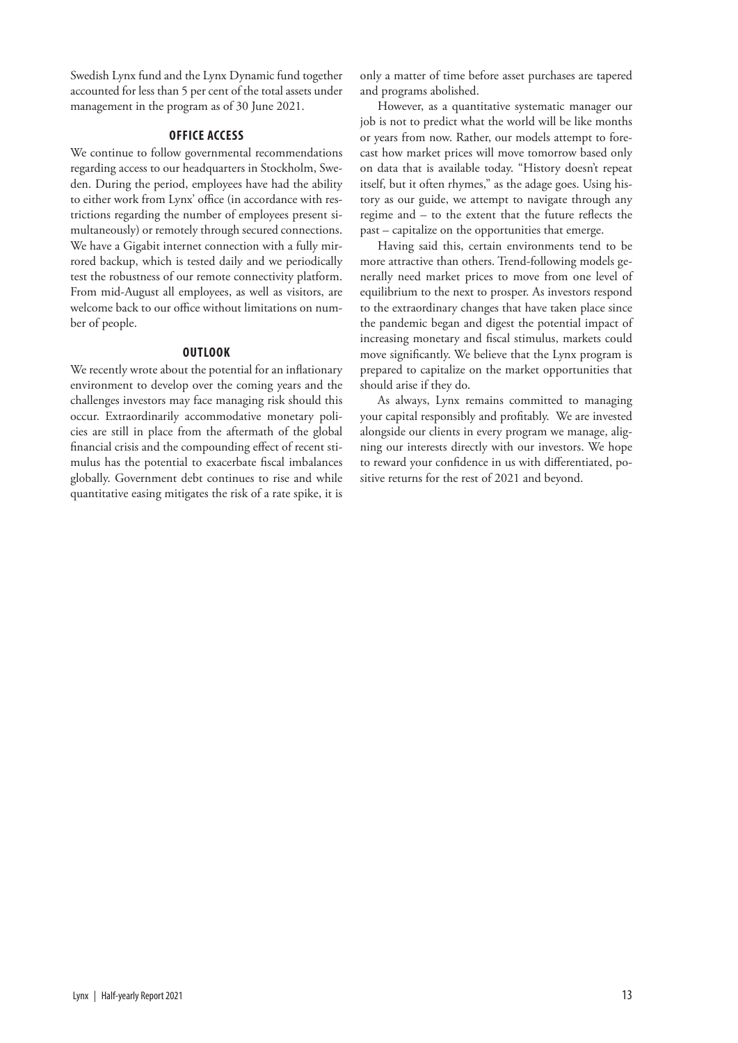Swedish Lynx fund and the Lynx Dynamic fund together accounted for less than 5 per cent of the total assets under management in the program as of 30 June 2021.

## OFFICE ACCESS

We continue to follow governmental recommendations regarding access to our headquarters in Stockholm, Sweden. During the period, employees have had the ability to either work from Lynx' office (in accordance with restrictions regarding the number of employees present simultaneously) or remotely through secured connections. We have a Gigabit internet connection with a fully mirrored backup, which is tested daily and we periodically test the robustness of our remote connectivity platform. From mid-August all employees, as well as visitors, are welcome back to our office without limitations on number of people.

## OUTLOOK

We recently wrote about the potential for an inflationary environment to develop over the coming years and the challenges investors may face managing risk should this occur. Extraordinarily accommodative monetary policies are still in place from the aftermath of the global financial crisis and the compounding effect of recent stimulus has the potential to exacerbate fiscal imbalances globally. Government debt continues to rise and while quantitative easing mitigates the risk of a rate spike, it is only a matter of time before asset purchases are tapered and programs abolished.

However, as a quantitative systematic manager our job is not to predict what the world will be like months or years from now. Rather, our models attempt to forecast how market prices will move tomorrow based only on data that is available today. "History doesn't repeat itself, but it often rhymes," as the adage goes. Using history as our guide, we attempt to navigate through any regime and – to the extent that the future reflects the past – capitalize on the opportunities that emerge.

Having said this, certain environments tend to be more attractive than others. Trend-following models generally need market prices to move from one level of equilibrium to the next to prosper. As investors respond to the extraordinary changes that have taken place since the pandemic began and digest the potential impact of increasing monetary and fiscal stimulus, markets could move significantly. We believe that the Lynx program is prepared to capitalize on the market opportunities that should arise if they do.

As always, Lynx remains committed to managing your capital responsibly and profitably. We are invested alongside our clients in every program we manage, aligning our interests directly with our investors. We hope to reward your confidence in us with differentiated, positive returns for the rest of 2021 and beyond.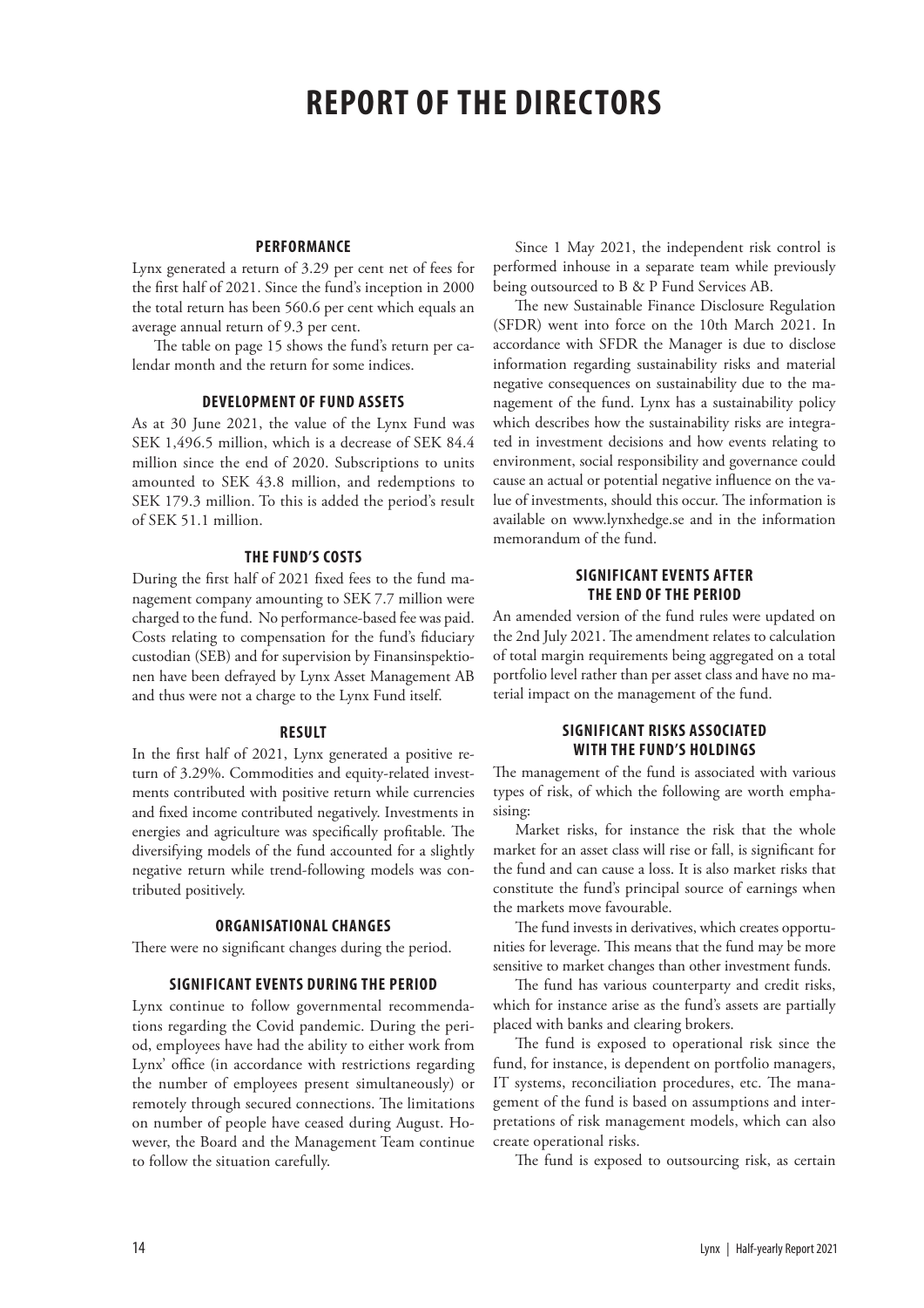# REPORT OF THE DIRECTORS

### PERFORMANCE

Lynx generated a return of 3.29 per cent net of fees for the first half of 2021. Since the fund's inception in 2000 the total return has been 560.6 per cent which equals an average annual return of 9.3 per cent.

The table on page 15 shows the fund's return per calendar month and the return for some indices.

### DEVELOPMENT OF FUND ASSETS

As at 30 June 2021, the value of the Lynx Fund was SEK 1,496.5 million, which is a decrease of SEK 84.4 million since the end of 2020. Subscriptions to units amounted to SEK 43.8 million, and redemptions to SEK 179.3 million. To this is added the period's result of SEK 51.1 million.

### THE FUND'S COSTS

During the first half of 2021 fixed fees to the fund management company amounting to SEK 7.7 million were charged to the fund. No performance-based fee was paid. Costs relating to compensation for the fund's fiduciary custodian (SEB) and for supervision by Finansinspektionen have been defrayed by Lynx Asset Management AB and thus were not a charge to the Lynx Fund itself.

### RESULT

In the first half of 2021, Lynx generated a positive return of 3.29%. Commodities and equity-related investments contributed with positive return while currencies and fixed income contributed negatively. Investments in energies and agriculture was specifically profitable. The diversifying models of the fund accounted for a slightly negative return while trend-following models was contributed positively.

### ORGANISATIONAL CHANGES

There were no significant changes during the period.

### SIGNIFICANT EVENTS DURING THE PERIOD

Lynx continue to follow governmental recommendations regarding the Covid pandemic. During the period, employees have had the ability to either work from Lynx' office (in accordance with restrictions regarding the number of employees present simultaneously) or remotely through secured connections. The limitations on number of people have ceased during August. However, the Board and the Management Team continue to follow the situation carefully.

Since 1 May 2021, the independent risk control is performed inhouse in a separate team while previously being outsourced to B & P Fund Services AB.

The new Sustainable Finance Disclosure Regulation (SFDR) went into force on the 10th March 2021. In accordance with SFDR the Manager is due to disclose information regarding sustainability risks and material negative consequences on sustainability due to the management of the fund. Lynx has a sustainability policy which describes how the sustainability risks are integrated in investment decisions and how events relating to environment, social responsibility and governance could cause an actual or potential negative influence on the value of investments, should this occur. The information is available on www.lynxhedge.se and in the information memorandum of the fund.

### SIGNIFICANT EVENTS AFTER THE END OF THE PERIOD

An amended version of the fund rules were updated on the 2nd July 2021. The amendment relates to calculation of total margin requirements being aggregated on a total portfolio level rather than per asset class and have no material impact on the management of the fund.

### SIGNIFICANT RISKS ASSOCIATED WITH THE FUND'S HOLDINGS

The management of the fund is associated with various types of risk, of which the following are worth emphasising:

Market risks, for instance the risk that the whole market for an asset class will rise or fall, is significant for the fund and can cause a loss. It is also market risks that constitute the fund's principal source of earnings when the markets move favourable.

The fund invests in derivatives, which creates opportunities for leverage. This means that the fund may be more sensitive to market changes than other investment funds.

The fund has various counterparty and credit risks, which for instance arise as the fund's assets are partially placed with banks and clearing brokers.

The fund is exposed to operational risk since the fund, for instance, is dependent on portfolio managers, IT systems, reconciliation procedures, etc. The management of the fund is based on assumptions and interpretations of risk management models, which can also create operational risks.

The fund is exposed to outsourcing risk, as certain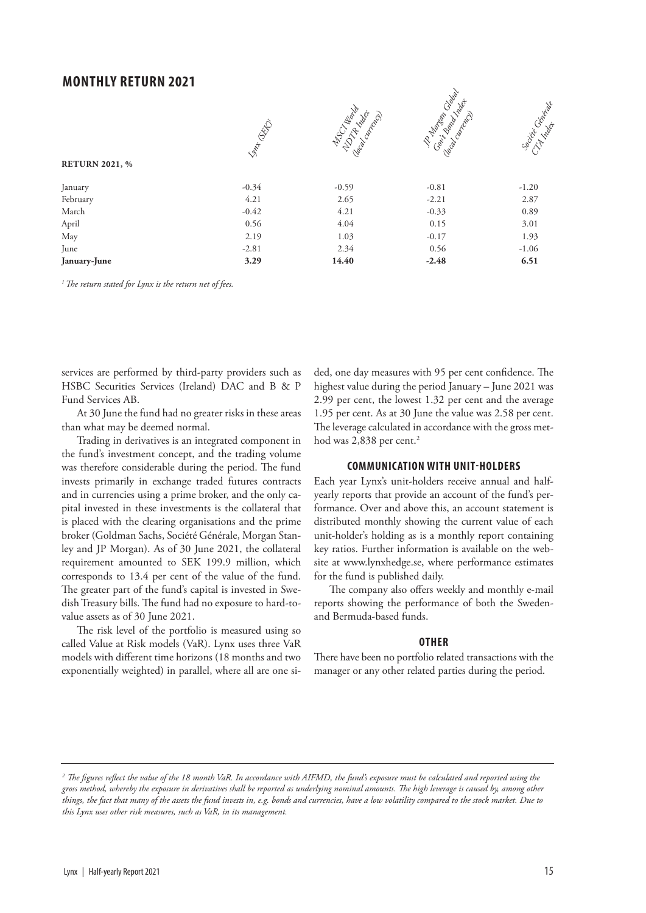## MONTHLY RETURN 2021

| RETURN 2021, % | Lynx (SEK)[1] | MSCI World NDTR Index (local currency) | JP Morgan Global Gov't Bond Index (local currency) | Société Générale CTA Index |
|---|---|---|---|---|
| January | -0.34 | -0.59 | -0.81 | -1.20 |
| February | 4.21 | 2.65 | -2.21 | 2.87 |
| March | -0.42 | 4.21 | -0.33 | 0.89 |
| April | 0.56 | 4.04 | 0.15 | 3.01 |
| May | 2.19 | 1.03 | -0.17 | 1.93 |
| June | -2.81 | 2.34 | 0.56 | -1.06 |
| **January-June** | **3.29** | **14.40** | **-2.48** | **6.51** |

*[1] The return stated for Lynx is the return net of fees.*

services are performed by third-party providers such as HSBC Securities Services (Ireland) DAC and B & P Fund Services AB.

At 30 June the fund had no greater risks in these areas than what may be deemed normal.

Trading in derivatives is an integrated component in the fund's investment concept, and the trading volume was therefore considerable during the period. The fund invests primarily in exchange traded futures contracts and in currencies using a prime broker, and the only capital invested in these investments is the collateral that is placed with the clearing organisations and the prime broker (Goldman Sachs, Société Générale, Morgan Stanley and JP Morgan). As of 30 June 2021, the collateral requirement amounted to SEK 199.9 million, which corresponds to 13.4 per cent of the value of the fund. The greater part of the fund's capital is invested in Swedish Treasury bills. The fund had no exposure to hard-to-value assets as of 30 June 2021.

The risk level of the portfolio is measured using so called Value at Risk models (VaR). Lynx uses three VaR models with different time horizons (18 months and two exponentially weighted) in parallel, where all are one sided, one day measures with 95 per cent confidence. The highest value during the period January – June 2021 was 2.99 per cent, the lowest 1.32 per cent and the average 1.95 per cent. As at 30 June the value was 2.58 per cent. The leverage calculated in accordance with the gross method was 2,838 per cent.[2]

### COMMUNICATION WITH UNIT-HOLDERS

Each year Lynx's unit-holders receive annual and half-yearly reports that provide an account of the fund's performance. Over and above this, an account statement is distributed monthly showing the current value of each unit-holder's holding as is a monthly report containing key ratios. Further information is available on the website at www.lynxhedge.se, where performance estimates for the fund is published daily.

The company also offers weekly and monthly e-mail reports showing the performance of both the Sweden- and Bermuda-based funds.

### OTHER

There have been no portfolio related transactions with the manager or any other related parties during the period.

*[2] The figures reflect the value of the 18 month VaR. In accordance with AIFMD, the fund's exposure must be calculated and reported using the gross method, whereby the exposure in derivatives shall be reported as underlying nominal amounts. The high leverage is caused by, among other things, the fact that many of the assets the fund invests in, e.g. bonds and currencies, have a low volatility compared to the stock market. Due to this Lynx uses other risk measures, such as VaR, in its management.*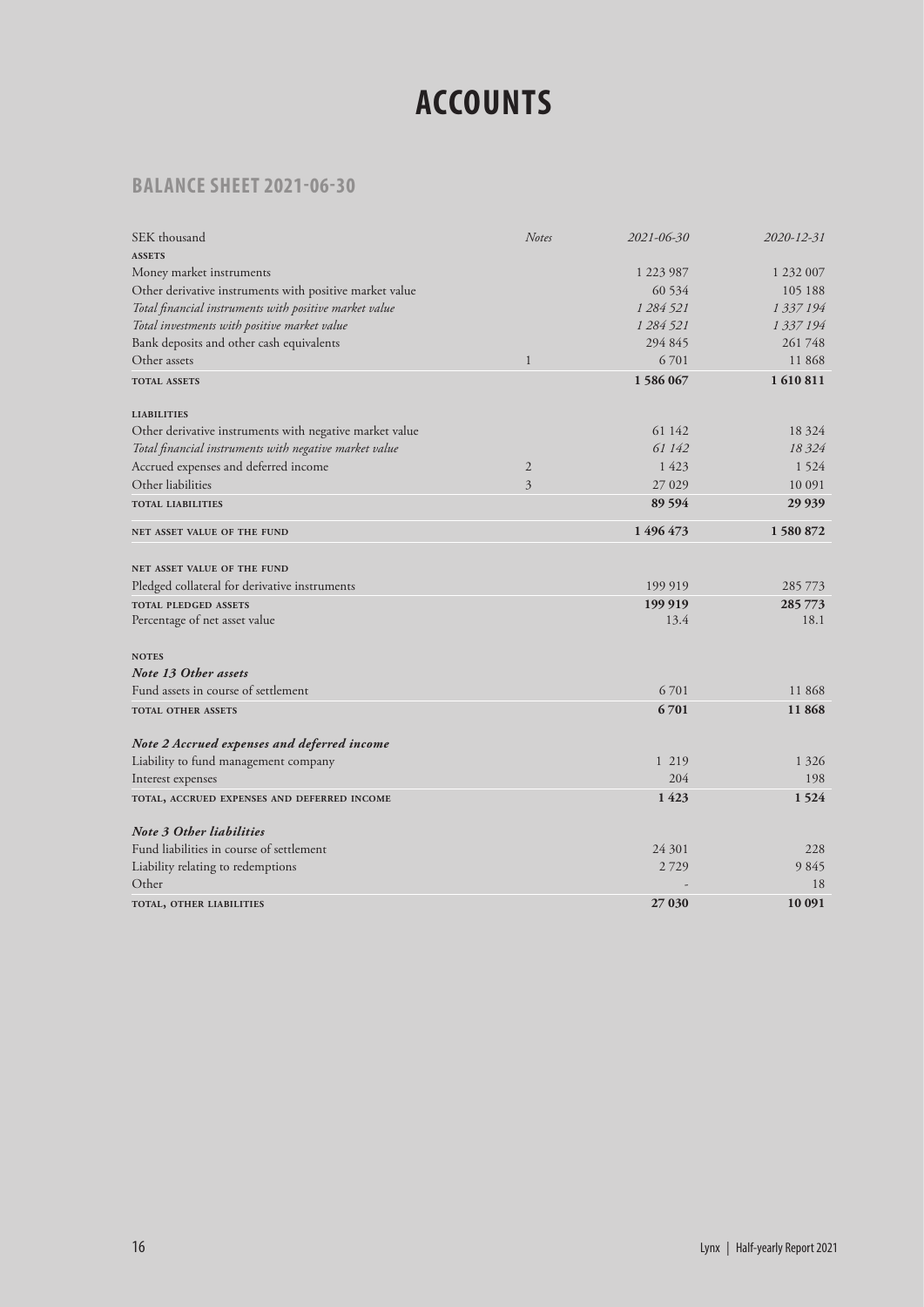# ACCOUNTS

## BALANCE SHEET 2021-06-30

| SEK thousand | *Notes* | *2021-06-30* | *2020-12-31* |
|---|---|---|---|
| **ASSETS** | | | |
| Money market instruments | | 1 223 987 | 1 232 007 |
| Other derivative instruments with positive market value | | 60 534 | 105 188 |
| *Total financial instruments with positive market value* | | *1 284 521* | *1 337 194* |
| *Total investments with positive market value* | | *1 284 521* | *1 337 194* |
| Bank deposits and other cash equivalents | | 294 845 | 261 748 |
| Other assets | 1 | 6 701 | 11 868 |
| **TOTAL ASSETS** | | **1 586 067** | **1 610 811** |
| | | | |
| **LIABILITIES** | | | |
| Other derivative instruments with negative market value | | 61 142 | 18 324 |
| *Total financial instruments with negative market value* | | *61 142* | *18 324* |
| Accrued expenses and deferred income | 2 | 1 423 | 1 524 |
| Other liabilities | 3 | 27 029 | 10 091 |
| **TOTAL LIABILITIES** | | **89 594** | **29 939** |
| | | | |
| **NET ASSET VALUE OF THE FUND** | | **1 496 473** | **1 580 872** |
| | | | |
| **NET ASSET VALUE OF THE FUND** | | | |
| Pledged collateral for derivative instruments | | 199 919 | 285 773 |
| **TOTAL PLEDGED ASSETS** | | **199 919** | **285 773** |
| Percentage of net asset value | | 13.4 | 18.1 |

**NOTES**

| ***Note 13 Other assets*** | | |
|---|---|---|
| Fund assets in course of settlement | 6 701 | 11 868 |
| **TOTAL OTHER ASSETS** | **6 701** | **11 868** |

| ***Note 2 Accrued expenses and deferred income*** | | |
|---|---|---|
| Liability to fund management company | 1 219 | 1 326 |
| Interest expenses | 204 | 198 |
| **TOTAL, ACCRUED EXPENSES AND DEFERRED INCOME** | **1 423** | **1 524** |

| ***Note 3 Other liabilities*** | | |
|---|---|---|
| Fund liabilities in course of settlement | 24 301 | 228 |
| Liability relating to redemptions | 2 729 | 9 845 |
| Other | - | 18 |
| **TOTAL, OTHER LIABILITIES** | **27 030** | **10 091** |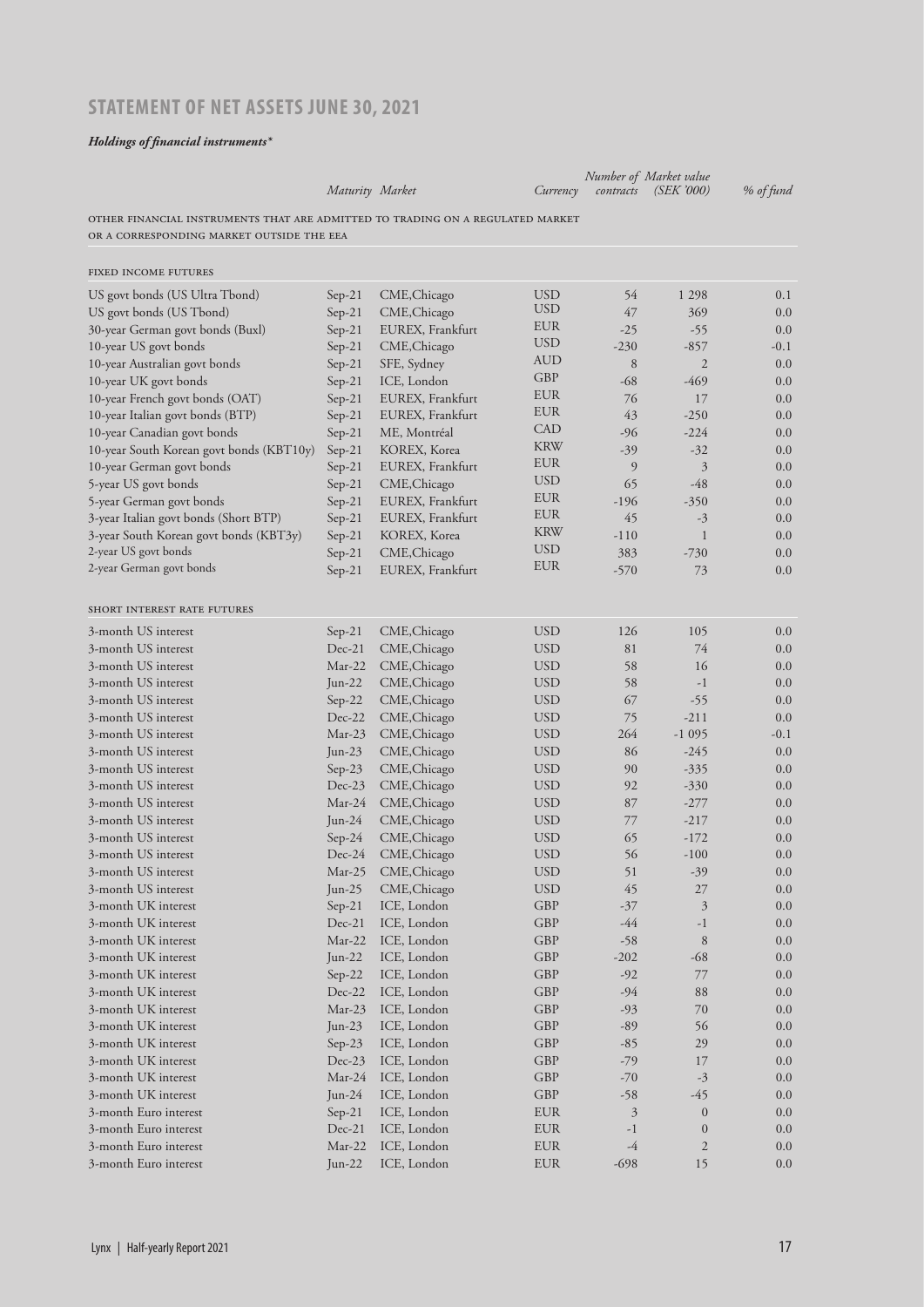## STATEMENT OF NET ASSETS JUNE 30, 2021

***Holdings of financial instruments****

| | Maturity | Market | Currency | Number of contracts | Market value (SEK '000) | % of fund |
|---|---|---|---|---|---|---|
| OTHER FINANCIAL INSTRUMENTS THAT ARE ADMITTED TO TRADING ON A REGULATED MARKET OR A CORRESPONDING MARKET OUTSIDE THE EEA | | | | | | |
| FIXED INCOME FUTURES | | | | | | |
| US govt bonds (US Ultra Tbond) | Sep-21 | CME,Chicago | USD | 54 | 1 298 | 0.1 |
| US govt bonds (US Tbond) | Sep-21 | CME,Chicago | USD | 47 | 369 | 0.0 |
| 30-year German govt bonds (Buxl) | Sep-21 | EUREX, Frankfurt | EUR | -25 | -55 | 0.0 |
| 10-year US govt bonds | Sep-21 | CME,Chicago | USD | -230 | -857 | -0.1 |
| 10-year Australian govt bonds | Sep-21 | SFE, Sydney | AUD | 8 | 2 | 0.0 |
| 10-year UK govt bonds | Sep-21 | ICE, London | GBP | -68 | -469 | 0.0 |
| 10-year French govt bonds (OAT) | Sep-21 | EUREX, Frankfurt | EUR | 76 | 17 | 0.0 |
| 10-year Italian govt bonds (BTP) | Sep-21 | EUREX, Frankfurt | EUR | 43 | -250 | 0.0 |
| 10-year Canadian govt bonds | Sep-21 | ME, Montréal | CAD | -96 | -224 | 0.0 |
| 10-year South Korean govt bonds (KBT10y) | Sep-21 | KOREX, Korea | KRW | -39 | -32 | 0.0 |
| 10-year German govt bonds | Sep-21 | EUREX, Frankfurt | EUR | 9 | 3 | 0.0 |
| 5-year US govt bonds | Sep-21 | CME,Chicago | USD | 65 | -48 | 0.0 |
| 5-year German govt bonds | Sep-21 | EUREX, Frankfurt | EUR | -196 | -350 | 0.0 |
| 3-year Italian govt bonds (Short BTP) | Sep-21 | EUREX, Frankfurt | EUR | 45 | -3 | 0.0 |
| 3-year South Korean govt bonds (KBT3y) | Sep-21 | KOREX, Korea | KRW | -110 | 1 | 0.0 |
| 2-year US govt bonds | Sep-21 | CME,Chicago | USD | 383 | -730 | 0.0 |
| 2-year German govt bonds | Sep-21 | EUREX, Frankfurt | EUR | -570 | 73 | 0.0 |
| SHORT INTEREST RATE FUTURES | | | | | | |
| 3-month US interest | Sep-21 | CME,Chicago | USD | 126 | 105 | 0.0 |
| 3-month US interest | Dec-21 | CME,Chicago | USD | 81 | 74 | 0.0 |
| 3-month US interest | Mar-22 | CME,Chicago | USD | 58 | 16 | 0.0 |
| 3-month US interest | Jun-22 | CME,Chicago | USD | 58 | -1 | 0.0 |
| 3-month US interest | Sep-22 | CME,Chicago | USD | 67 | -55 | 0.0 |
| 3-month US interest | Dec-22 | CME,Chicago | USD | 75 | -211 | 0.0 |
| 3-month US interest | Mar-23 | CME,Chicago | USD | 264 | -1 095 | -0.1 |
| 3-month US interest | Jun-23 | CME,Chicago | USD | 86 | -245 | 0.0 |
| 3-month US interest | Sep-23 | CME,Chicago | USD | 90 | -335 | 0.0 |
| 3-month US interest | Dec-23 | CME,Chicago | USD | 92 | -330 | 0.0 |
| 3-month US interest | Mar-24 | CME,Chicago | USD | 87 | -277 | 0.0 |
| 3-month US interest | Jun-24 | CME,Chicago | USD | 77 | -217 | 0.0 |
| 3-month US interest | Sep-24 | CME,Chicago | USD | 65 | -172 | 0.0 |
| 3-month US interest | Dec-24 | CME,Chicago | USD | 56 | -100 | 0.0 |
| 3-month US interest | Mar-25 | CME,Chicago | USD | 51 | -39 | 0.0 |
| 3-month US interest | Jun-25 | CME,Chicago | USD | 45 | 27 | 0.0 |
| 3-month UK interest | Sep-21 | ICE, London | GBP | -37 | 3 | 0.0 |
| 3-month UK interest | Dec-21 | ICE, London | GBP | -44 | -1 | 0.0 |
| 3-month UK interest | Mar-22 | ICE, London | GBP | -58 | 8 | 0.0 |
| 3-month UK interest | Jun-22 | ICE, London | GBP | -202 | -68 | 0.0 |
| 3-month UK interest | Sep-22 | ICE, London | GBP | -92 | 77 | 0.0 |
| 3-month UK interest | Dec-22 | ICE, London | GBP | -94 | 88 | 0.0 |
| 3-month UK interest | Mar-23 | ICE, London | GBP | -93 | 70 | 0.0 |
| 3-month UK interest | Jun-23 | ICE, London | GBP | -89 | 56 | 0.0 |
| 3-month UK interest | Sep-23 | ICE, London | GBP | -85 | 29 | 0.0 |
| 3-month UK interest | Dec-23 | ICE, London | GBP | -79 | 17 | 0.0 |
| 3-month UK interest | Mar-24 | ICE, London | GBP | -70 | -3 | 0.0 |
| 3-month UK interest | Jun-24 | ICE, London | GBP | -58 | -45 | 0.0 |
| 3-month Euro interest | Sep-21 | ICE, London | EUR | 3 | 0 | 0.0 |
| 3-month Euro interest | Dec-21 | ICE, London | EUR | -1 | 0 | 0.0 |
| 3-month Euro interest | Mar-22 | ICE, London | EUR | -4 | 2 | 0.0 |
| 3-month Euro interest | Jun-22 | ICE, London | EUR | -698 | 15 | 0.0 |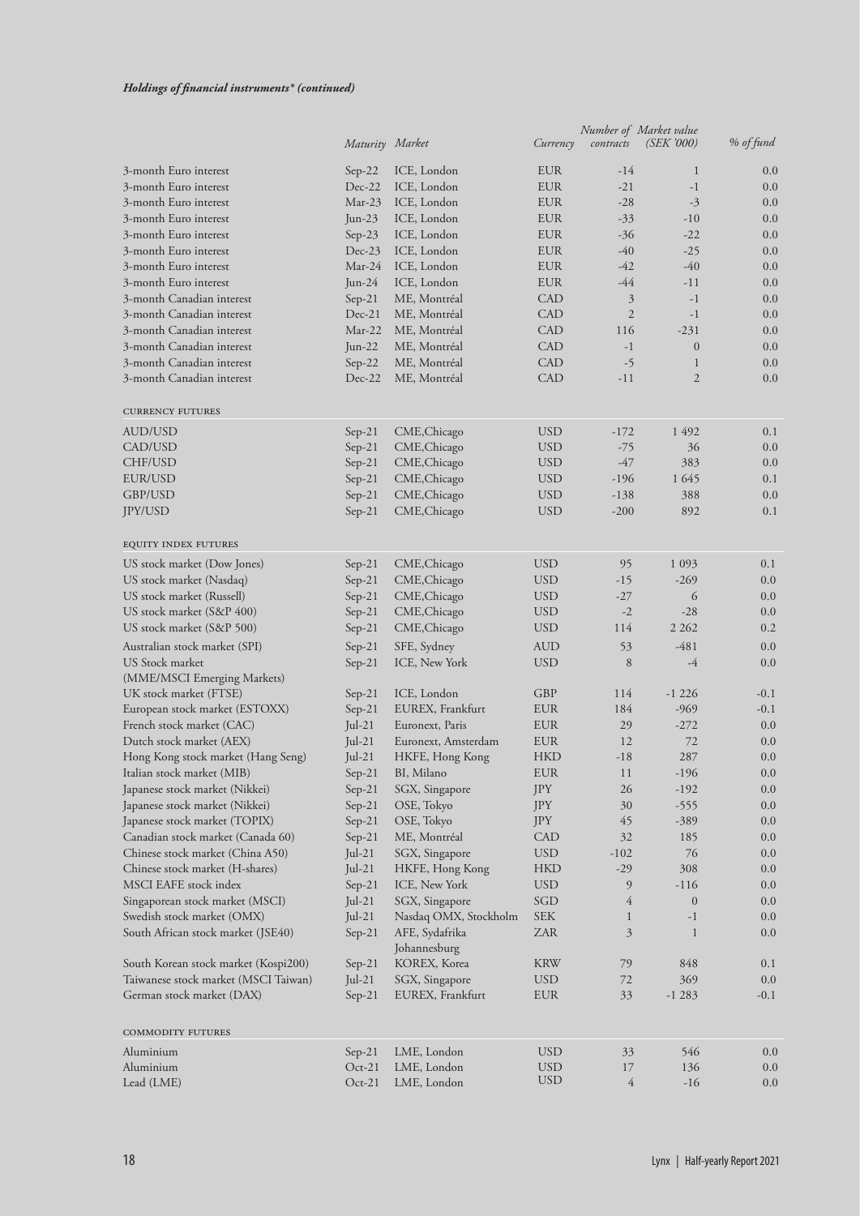*Holdings of financial instruments\* (continued)*

| | Maturity | Market | Currency | Number of contracts | Market value (SEK '000) | % of fund |
|---|---|---|---|---|---|---|
| 3-month Euro interest | Sep-22 | ICE, London | EUR | -14 | 1 | 0.0 |
| 3-month Euro interest | Dec-22 | ICE, London | EUR | -21 | -1 | 0.0 |
| 3-month Euro interest | Mar-23 | ICE, London | EUR | -28 | -3 | 0.0 |
| 3-month Euro interest | Jun-23 | ICE, London | EUR | -33 | -10 | 0.0 |
| 3-month Euro interest | Sep-23 | ICE, London | EUR | -36 | -22 | 0.0 |
| 3-month Euro interest | Dec-23 | ICE, London | EUR | -40 | -25 | 0.0 |
| 3-month Euro interest | Mar-24 | ICE, London | EUR | -42 | -40 | 0.0 |
| 3-month Euro interest | Jun-24 | ICE, London | EUR | -44 | -11 | 0.0 |
| 3-month Canadian interest | Sep-21 | ME, Montréal | CAD | 3 | -1 | 0.0 |
| 3-month Canadian interest | Dec-21 | ME, Montréal | CAD | 2 | -1 | 0.0 |
| 3-month Canadian interest | Mar-22 | ME, Montréal | CAD | 116 | -231 | 0.0 |
| 3-month Canadian interest | Jun-22 | ME, Montréal | CAD | -1 | 0 | 0.0 |
| 3-month Canadian interest | Sep-22 | ME, Montréal | CAD | -5 | 1 | 0.0 |
| 3-month Canadian interest | Dec-22 | ME, Montréal | CAD | -11 | 2 | 0.0 |
| **CURRENCY FUTURES** | | | | | | |
| AUD/USD | Sep-21 | CME,Chicago | USD | -172 | 1 492 | 0.1 |
| CAD/USD | Sep-21 | CME,Chicago | USD | -75 | 36 | 0.0 |
| CHF/USD | Sep-21 | CME,Chicago | USD | -47 | 383 | 0.0 |
| EUR/USD | Sep-21 | CME,Chicago | USD | -196 | 1 645 | 0.1 |
| GBP/USD | Sep-21 | CME,Chicago | USD | -138 | 388 | 0.0 |
| JPY/USD | Sep-21 | CME,Chicago | USD | -200 | 892 | 0.1 |
| **EQUITY INDEX FUTURES** | | | | | | |
| US stock market (Dow Jones) | Sep-21 | CME,Chicago | USD | 95 | 1 093 | 0.1 |
| US stock market (Nasdaq) | Sep-21 | CME,Chicago | USD | -15 | -269 | 0.0 |
| US stock market (Russell) | Sep-21 | CME,Chicago | USD | -27 | 6 | 0.0 |
| US stock market (S&P 400) | Sep-21 | CME,Chicago | USD | -2 | -28 | 0.0 |
| US stock market (S&P 500) | Sep-21 | CME,Chicago | USD | 114 | 2 262 | 0.2 |
| Australian stock market (SPI) | Sep-21 | SFE, Sydney | AUD | 53 | -481 | 0.0 |
| US Stock market (MME/MSCI Emerging Markets) | Sep-21 | ICE, New York | USD | 8 | -4 | 0.0 |
| UK stock market (FTSE) | Sep-21 | ICE, London | GBP | 114 | -1 226 | -0.1 |
| European stock market (ESTOXX) | Sep-21 | EUREX, Frankfurt | EUR | 184 | -969 | -0.1 |
| French stock market (CAC) | Jul-21 | Euronext, Paris | EUR | 29 | -272 | 0.0 |
| Dutch stock market (AEX) | Jul-21 | Euronext, Amsterdam | EUR | 12 | 72 | 0.0 |
| Hong Kong stock market (Hang Seng) | Jul-21 | HKFE, Hong Kong | HKD | -18 | 287 | 0.0 |
| Italian stock market (MIB) | Sep-21 | BI, Milano | EUR | 11 | -196 | 0.0 |
| Japanese stock market (Nikkei) | Sep-21 | SGX, Singapore | JPY | 26 | -192 | 0.0 |
| Japanese stock market (Nikkei) | Sep-21 | OSE, Tokyo | JPY | 30 | -555 | 0.0 |
| Japanese stock market (TOPIX) | Sep-21 | OSE, Tokyo | JPY | 45 | -389 | 0.0 |
| Canadian stock market (Canada 60) | Sep-21 | ME, Montréal | CAD | 32 | 185 | 0.0 |
| Chinese stock market (China A50) | Jul-21 | SGX, Singapore | USD | -102 | 76 | 0.0 |
| Chinese stock market (H-shares) | Jul-21 | HKFE, Hong Kong | HKD | -29 | 308 | 0.0 |
| MSCI EAFE stock index | Sep-21 | ICE, New York | USD | 9 | -116 | 0.0 |
| Singaporean stock market (MSCI) | Jul-21 | SGX, Singapore | SGD | 4 | 0 | 0.0 |
| Swedish stock market (OMX) | Jul-21 | Nasdaq OMX, Stockholm | SEK | 1 | -1 | 0.0 |
| South African stock market (JSE40) | Sep-21 | AFE, Sydafrika Johannesburg | ZAR | 3 | 1 | 0.0 |
| South Korean stock market (Kospi200) | Sep-21 | KOREX, Korea | KRW | 79 | 848 | 0.1 |
| Taiwanese stock market (MSCI Taiwan) | Jul-21 | SGX, Singapore | USD | 72 | 369 | 0.0 |
| German stock market (DAX) | Sep-21 | EUREX, Frankfurt | EUR | 33 | -1 283 | -0.1 |
| **COMMODITY FUTURES** | | | | | | |
| Aluminium | Sep-21 | LME, London | USD | 33 | 546 | 0.0 |
| Aluminium | Oct-21 | LME, London | USD | 17 | 136 | 0.0 |
| Lead (LME) | Oct-21 | LME, London | USD | 4 | -16 | 0.0 |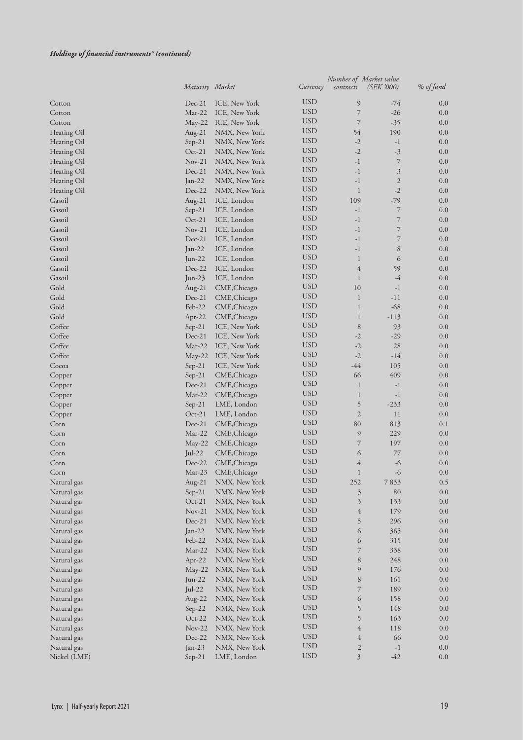***Holdings of financial instruments\* (continued)***

| | Maturity | Market | Currency | Number of contracts | Market value (SEK '000) | % of fund |
|---|---|---|---|---|---|---|
| Cotton | Dec-21 | ICE, New York | USD | 9 | -74 | 0.0 |
| Cotton | Mar-22 | ICE, New York | USD | 7 | -26 | 0.0 |
| Cotton | May-22 | ICE, New York | USD | 7 | -35 | 0.0 |
| Heating Oil | Aug-21 | NMX, New York | USD | 54 | 190 | 0.0 |
| Heating Oil | Sep-21 | NMX, New York | USD | -2 | -1 | 0.0 |
| Heating Oil | Oct-21 | NMX, New York | USD | -2 | -3 | 0.0 |
| Heating Oil | Nov-21 | NMX, New York | USD | -1 | 7 | 0.0 |
| Heating Oil | Dec-21 | NMX, New York | USD | -1 | 3 | 0.0 |
| Heating Oil | Jan-22 | NMX, New York | USD | -1 | 2 | 0.0 |
| Heating Oil | Dec-22 | NMX, New York | USD | 1 | -2 | 0.0 |
| Gasoil | Aug-21 | ICE, London | USD | 109 | -79 | 0.0 |
| Gasoil | Sep-21 | ICE, London | USD | -1 | 7 | 0.0 |
| Gasoil | Oct-21 | ICE, London | USD | -1 | 7 | 0.0 |
| Gasoil | Nov-21 | ICE, London | USD | -1 | 7 | 0.0 |
| Gasoil | Dec-21 | ICE, London | USD | -1 | 7 | 0.0 |
| Gasoil | Jan-22 | ICE, London | USD | -1 | 8 | 0.0 |
| Gasoil | Jun-22 | ICE, London | USD | 1 | 6 | 0.0 |
| Gasoil | Dec-22 | ICE, London | USD | 4 | 59 | 0.0 |
| Gasoil | Jun-23 | ICE, London | USD | 1 | -4 | 0.0 |
| Gold | Aug-21 | CME,Chicago | USD | 10 | -1 | 0.0 |
| Gold | Dec-21 | CME,Chicago | USD | 1 | -11 | 0.0 |
| Gold | Feb-22 | CME,Chicago | USD | 1 | -68 | 0.0 |
| Gold | Apr-22 | CME,Chicago | USD | 1 | -113 | 0.0 |
| Coffee | Sep-21 | ICE, New York | USD | 8 | 93 | 0.0 |
| Coffee | Dec-21 | ICE, New York | USD | -2 | -29 | 0.0 |
| Coffee | Mar-22 | ICE, New York | USD | -2 | 28 | 0.0 |
| Coffee | May-22 | ICE, New York | USD | -2 | -14 | 0.0 |
| Cocoa | Sep-21 | ICE, New York | USD | -44 | 105 | 0.0 |
| Copper | Sep-21 | CME,Chicago | USD | 66 | 409 | 0.0 |
| Copper | Dec-21 | CME,Chicago | USD | 1 | -1 | 0.0 |
| Copper | Mar-22 | CME,Chicago | USD | 1 | -1 | 0.0 |
| Copper | Sep-21 | LME, London | USD | 5 | -233 | 0.0 |
| Copper | Oct-21 | LME, London | USD | 2 | 11 | 0.0 |
| Corn | Dec-21 | CME,Chicago | USD | 80 | 813 | 0.1 |
| Corn | Mar-22 | CME,Chicago | USD | 9 | 229 | 0.0 |
| Corn | May-22 | CME,Chicago | USD | 7 | 197 | 0.0 |
| Corn | Jul-22 | CME,Chicago | USD | 6 | 77 | 0.0 |
| Corn | Dec-22 | CME,Chicago | USD | 4 | -6 | 0.0 |
| Corn | Mar-23 | CME,Chicago | USD | 1 | -6 | 0.0 |
| Natural gas | Aug-21 | NMX, New York | USD | 252 | 7 833 | 0.5 |
| Natural gas | Sep-21 | NMX, New York | USD | 3 | 80 | 0.0 |
| Natural gas | Oct-21 | NMX, New York | USD | 3 | 133 | 0.0 |
| Natural gas | Nov-21 | NMX, New York | USD | 4 | 179 | 0.0 |
| Natural gas | Dec-21 | NMX, New York | USD | 5 | 296 | 0.0 |
| Natural gas | Jan-22 | NMX, New York | USD | 6 | 365 | 0.0 |
| Natural gas | Feb-22 | NMX, New York | USD | 6 | 315 | 0.0 |
| Natural gas | Mar-22 | NMX, New York | USD | 7 | 338 | 0.0 |
| Natural gas | Apr-22 | NMX, New York | USD | 8 | 248 | 0.0 |
| Natural gas | May-22 | NMX, New York | USD | 9 | 176 | 0.0 |
| Natural gas | Jun-22 | NMX, New York | USD | 8 | 161 | 0.0 |
| Natural gas | Jul-22 | NMX, New York | USD | 7 | 189 | 0.0 |
| Natural gas | Aug-22 | NMX, New York | USD | 6 | 158 | 0.0 |
| Natural gas | Sep-22 | NMX, New York | USD | 5 | 148 | 0.0 |
| Natural gas | Oct-22 | NMX, New York | USD | 5 | 163 | 0.0 |
| Natural gas | Nov-22 | NMX, New York | USD | 4 | 118 | 0.0 |
| Natural gas | Dec-22 | NMX, New York | USD | 4 | 66 | 0.0 |
| Natural gas | Jan-23 | NMX, New York | USD | 2 | -1 | 0.0 |
| Nickel (LME) | Sep-21 | LME, London | USD | 3 | -42 | 0.0 |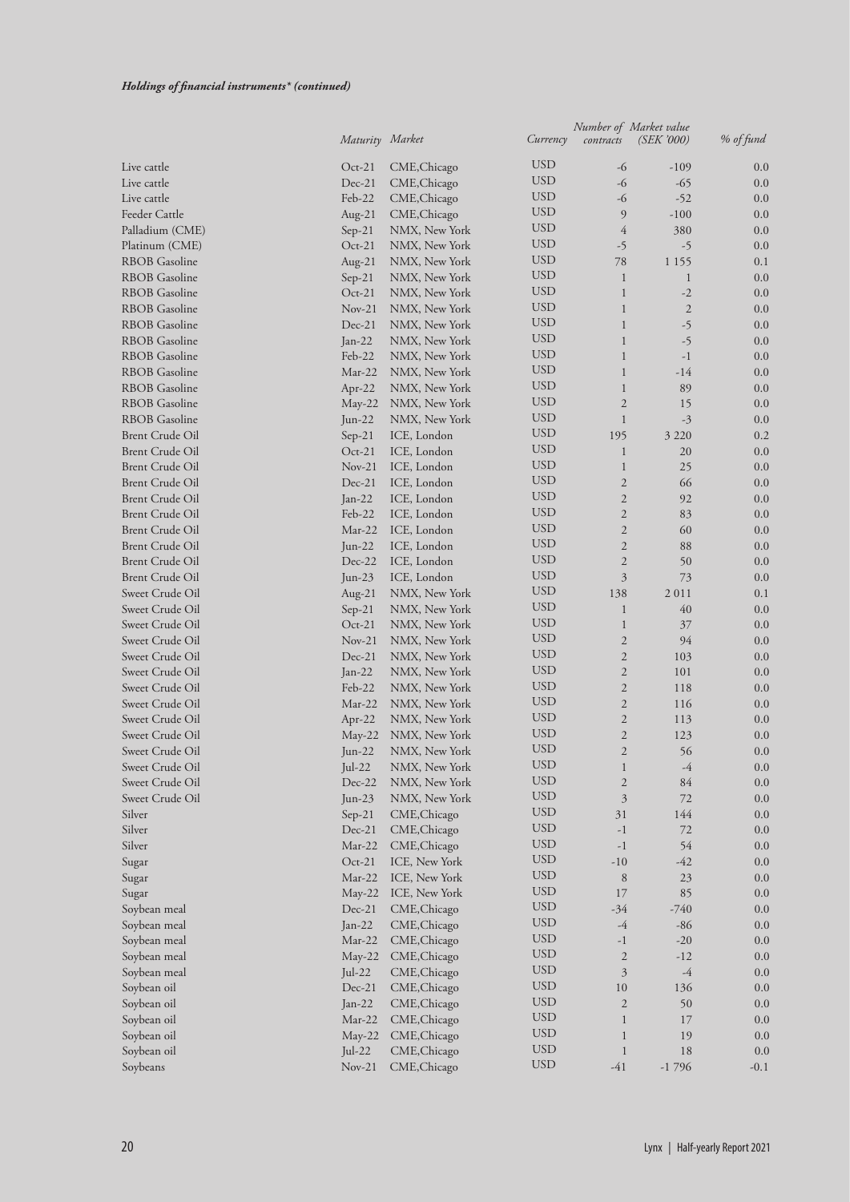*Holdings of financial instruments\* (continued)*

| | Maturity | Market | Currency | Number of contracts | Market value (SEK '000) | % of fund |
|---|---|---|---|---|---|---|
| Live cattle | Oct-21 | CME,Chicago | USD | -6 | -109 | 0.0 |
| Live cattle | Dec-21 | CME,Chicago | USD | -6 | -65 | 0.0 |
| Live cattle | Feb-22 | CME,Chicago | USD | -6 | -52 | 0.0 |
| Feeder Cattle | Aug-21 | CME,Chicago | USD | 9 | -100 | 0.0 |
| Palladium (CME) | Sep-21 | NMX, New York | USD | 4 | 380 | 0.0 |
| Platinum (CME) | Oct-21 | NMX, New York | USD | -5 | -5 | 0.0 |
| RBOB Gasoline | Aug-21 | NMX, New York | USD | 78 | 1 155 | 0.1 |
| RBOB Gasoline | Sep-21 | NMX, New York | USD | 1 | 1 | 0.0 |
| RBOB Gasoline | Oct-21 | NMX, New York | USD | 1 | -2 | 0.0 |
| RBOB Gasoline | Nov-21 | NMX, New York | USD | 1 | 2 | 0.0 |
| RBOB Gasoline | Dec-21 | NMX, New York | USD | 1 | -5 | 0.0 |
| RBOB Gasoline | Jan-22 | NMX, New York | USD | 1 | -5 | 0.0 |
| RBOB Gasoline | Feb-22 | NMX, New York | USD | 1 | -1 | 0.0 |
| RBOB Gasoline | Mar-22 | NMX, New York | USD | 1 | -14 | 0.0 |
| RBOB Gasoline | Apr-22 | NMX, New York | USD | 1 | 89 | 0.0 |
| RBOB Gasoline | May-22 | NMX, New York | USD | 2 | 15 | 0.0 |
| RBOB Gasoline | Jun-22 | NMX, New York | USD | 1 | -3 | 0.0 |
| Brent Crude Oil | Sep-21 | ICE, London | USD | 195 | 3 220 | 0.2 |
| Brent Crude Oil | Oct-21 | ICE, London | USD | 1 | 20 | 0.0 |
| Brent Crude Oil | Nov-21 | ICE, London | USD | 1 | 25 | 0.0 |
| Brent Crude Oil | Dec-21 | ICE, London | USD | 2 | 66 | 0.0 |
| Brent Crude Oil | Jan-22 | ICE, London | USD | 2 | 92 | 0.0 |
| Brent Crude Oil | Feb-22 | ICE, London | USD | 2 | 83 | 0.0 |
| Brent Crude Oil | Mar-22 | ICE, London | USD | 2 | 60 | 0.0 |
| Brent Crude Oil | Jun-22 | ICE, London | USD | 2 | 88 | 0.0 |
| Brent Crude Oil | Dec-22 | ICE, London | USD | 2 | 50 | 0.0 |
| Brent Crude Oil | Jun-23 | ICE, London | USD | 3 | 73 | 0.0 |
| Sweet Crude Oil | Aug-21 | NMX, New York | USD | 138 | 2 011 | 0.1 |
| Sweet Crude Oil | Sep-21 | NMX, New York | USD | 1 | 40 | 0.0 |
| Sweet Crude Oil | Oct-21 | NMX, New York | USD | 1 | 37 | 0.0 |
| Sweet Crude Oil | Nov-21 | NMX, New York | USD | 2 | 94 | 0.0 |
| Sweet Crude Oil | Dec-21 | NMX, New York | USD | 2 | 103 | 0.0 |
| Sweet Crude Oil | Jan-22 | NMX, New York | USD | 2 | 101 | 0.0 |
| Sweet Crude Oil | Feb-22 | NMX, New York | USD | 2 | 118 | 0.0 |
| Sweet Crude Oil | Mar-22 | NMX, New York | USD | 2 | 116 | 0.0 |
| Sweet Crude Oil | Apr-22 | NMX, New York | USD | 2 | 113 | 0.0 |
| Sweet Crude Oil | May-22 | NMX, New York | USD | 2 | 123 | 0.0 |
| Sweet Crude Oil | Jun-22 | NMX, New York | USD | 2 | 56 | 0.0 |
| Sweet Crude Oil | Jul-22 | NMX, New York | USD | 1 | -4 | 0.0 |
| Sweet Crude Oil | Dec-22 | NMX, New York | USD | 2 | 84 | 0.0 |
| Sweet Crude Oil | Jun-23 | NMX, New York | USD | 3 | 72 | 0.0 |
| Silver | Sep-21 | CME,Chicago | USD | 31 | 144 | 0.0 |
| Silver | Dec-21 | CME,Chicago | USD | -1 | 72 | 0.0 |
| Silver | Mar-22 | CME,Chicago | USD | -1 | 54 | 0.0 |
| Sugar | Oct-21 | ICE, New York | USD | -10 | -42 | 0.0 |
| Sugar | Mar-22 | ICE, New York | USD | 8 | 23 | 0.0 |
| Sugar | May-22 | ICE, New York | USD | 17 | 85 | 0.0 |
| Soybean meal | Dec-21 | CME,Chicago | USD | -34 | -740 | 0.0 |
| Soybean meal | Jan-22 | CME,Chicago | USD | -4 | -86 | 0.0 |
| Soybean meal | Mar-22 | CME,Chicago | USD | -1 | -20 | 0.0 |
| Soybean meal | May-22 | CME,Chicago | USD | 2 | -12 | 0.0 |
| Soybean meal | Jul-22 | CME,Chicago | USD | 3 | -4 | 0.0 |
| Soybean oil | Dec-21 | CME,Chicago | USD | 10 | 136 | 0.0 |
| Soybean oil | Jan-22 | CME,Chicago | USD | 2 | 50 | 0.0 |
| Soybean oil | Mar-22 | CME,Chicago | USD | 1 | 17 | 0.0 |
| Soybean oil | May-22 | CME,Chicago | USD | 1 | 19 | 0.0 |
| Soybean oil | Jul-22 | CME,Chicago | USD | 1 | 18 | 0.0 |
| Soybeans | Nov-21 | CME,Chicago | USD | -41 | -1 796 | -0.1 |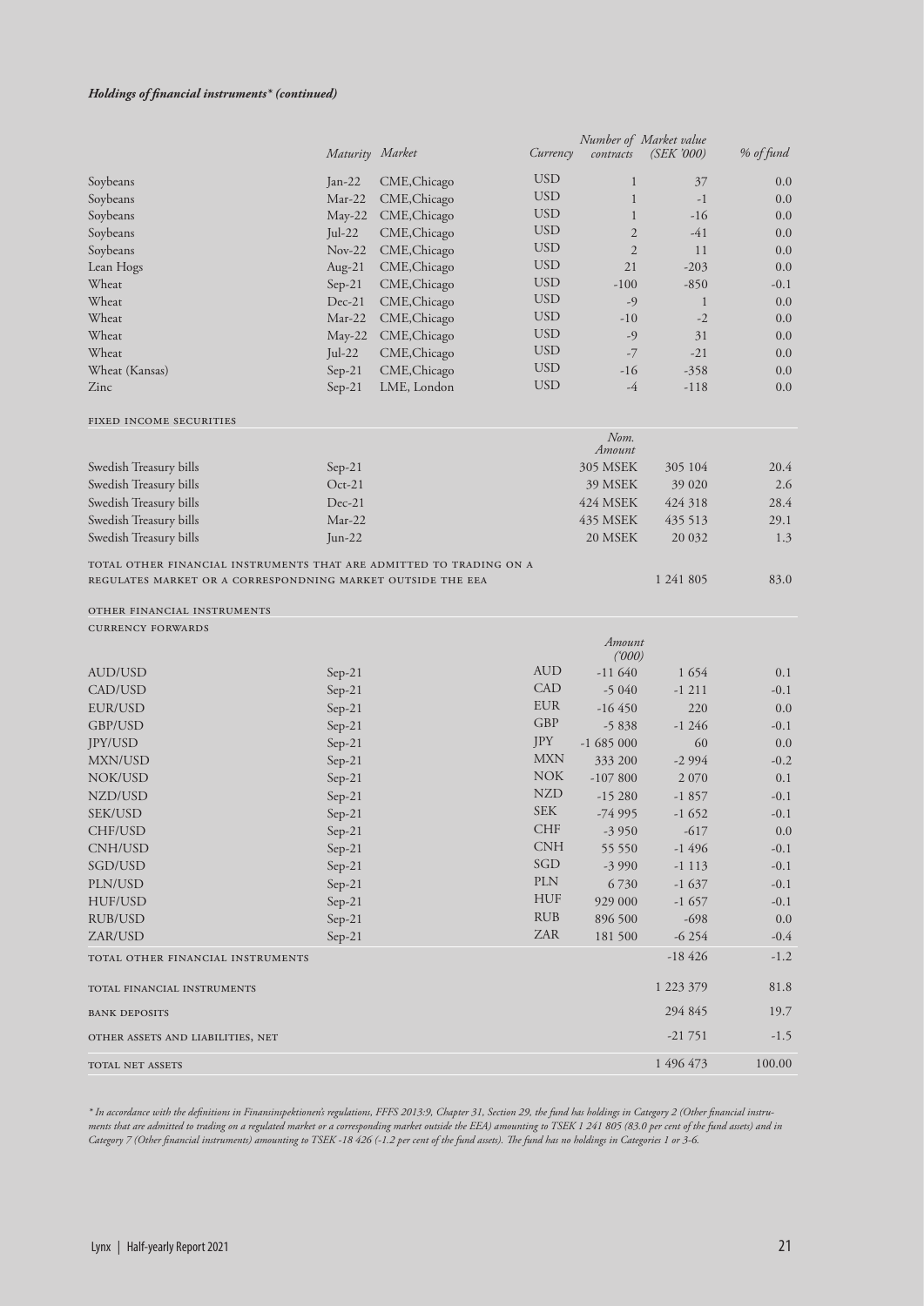***Holdings of financial instruments\* (continued)***

| | Maturity | Market | Currency | Number of contracts | Market value (SEK '000) | % of fund |
|---|---|---|---|---|---|---|
| Soybeans | Jan-22 | CME,Chicago | USD | 1 | 37 | 0.0 |
| Soybeans | Mar-22 | CME,Chicago | USD | 1 | -1 | 0.0 |
| Soybeans | May-22 | CME,Chicago | USD | 1 | -16 | 0.0 |
| Soybeans | Jul-22 | CME,Chicago | USD | 2 | -41 | 0.0 |
| Soybeans | Nov-22 | CME,Chicago | USD | 2 | 11 | 0.0 |
| Lean Hogs | Aug-21 | CME,Chicago | USD | 21 | -203 | 0.0 |
| Wheat | Sep-21 | CME,Chicago | USD | -100 | -850 | -0.1 |
| Wheat | Dec-21 | CME,Chicago | USD | -9 | 1 | 0.0 |
| Wheat | Mar-22 | CME,Chicago | USD | -10 | -2 | 0.0 |
| Wheat | May-22 | CME,Chicago | USD | -9 | 31 | 0.0 |
| Wheat | Jul-22 | CME,Chicago | USD | -7 | -21 | 0.0 |
| Wheat (Kansas) | Sep-21 | CME,Chicago | USD | -16 | -358 | 0.0 |
| Zinc | Sep-21 | LME, London | USD | -4 | -118 | 0.0 |
| **FIXED INCOME SECURITIES** | | | | | | |
| | | | | Nom. Amount | | |
| Swedish Treasury bills | Sep-21 | | | 305 MSEK | 305 104 | 20.4 |
| Swedish Treasury bills | Oct-21 | | | 39 MSEK | 39 020 | 2.6 |
| Swedish Treasury bills | Dec-21 | | | 424 MSEK | 424 318 | 28.4 |
| Swedish Treasury bills | Mar-22 | | | 435 MSEK | 435 513 | 29.1 |
| Swedish Treasury bills | Jun-22 | | | 20 MSEK | 20 032 | 1.3 |
| TOTAL OTHER FINANCIAL INSTRUMENTS THAT ARE ADMITTED TO TRADING ON A REGULATES MARKET OR A CORRESPONDNING MARKET OUTSIDE THE EEA | | | | | 1 241 805 | 83.0 |
| **OTHER FINANCIAL INSTRUMENTS** | | | | | | |
| **CURRENCY FORWARDS** | | | | | | |
| | | | | Amount ('000) | | |
| AUD/USD | Sep-21 | | AUD | -11 640 | 1 654 | 0.1 |
| CAD/USD | Sep-21 | | CAD | -5 040 | -1 211 | -0.1 |
| EUR/USD | Sep-21 | | EUR | -16 450 | 220 | 0.0 |
| GBP/USD | Sep-21 | | GBP | -5 838 | -1 246 | -0.1 |
| JPY/USD | Sep-21 | | JPY | -1 685 000 | 60 | 0.0 |
| MXN/USD | Sep-21 | | MXN | 333 200 | -2 994 | -0.2 |
| NOK/USD | Sep-21 | | NOK | -107 800 | 2 070 | 0.1 |
| NZD/USD | Sep-21 | | NZD | -15 280 | -1 857 | -0.1 |
| SEK/USD | Sep-21 | | SEK | -74 995 | -1 652 | -0.1 |
| CHF/USD | Sep-21 | | CHF | -3 950 | -617 | 0.0 |
| CNH/USD | Sep-21 | | CNH | 55 550 | -1 496 | -0.1 |
| SGD/USD | Sep-21 | | SGD | -3 990 | -1 113 | -0.1 |
| PLN/USD | Sep-21 | | PLN | 6 730 | -1 637 | -0.1 |
| HUF/USD | Sep-21 | | HUF | 929 000 | -1 657 | -0.1 |
| RUB/USD | Sep-21 | | RUB | 896 500 | -698 | 0.0 |
| ZAR/USD | Sep-21 | | ZAR | 181 500 | -6 254 | -0.4 |
| TOTAL OTHER FINANCIAL INSTRUMENTS | | | | | -18 426 | -1.2 |
| TOTAL FINANCIAL INSTRUMENTS | | | | | 1 223 379 | 81.8 |
| BANK DEPOSITS | | | | | 294 845 | 19.7 |
| OTHER ASSETS AND LIABILITIES, NET | | | | | -21 751 | -1.5 |
| TOTAL NET ASSETS | | | | | 1 496 473 | 100.00 |

*\* In accordance with the definitions in Finansinspektionen's regulations, FFFS 2013:9, Chapter 31, Section 29, the fund has holdings in Category 2 (Other financial instruments that are admitted to trading on a regulated market or a corresponding market outside the EEA) amounting to TSEK 1 241 805 (83.0 per cent of the fund assets) and in Category 7 (Other financial instruments) amounting to TSEK -18 426 (-1.2 per cent of the fund assets). The fund has no holdings in Categories 1 or 3-6.*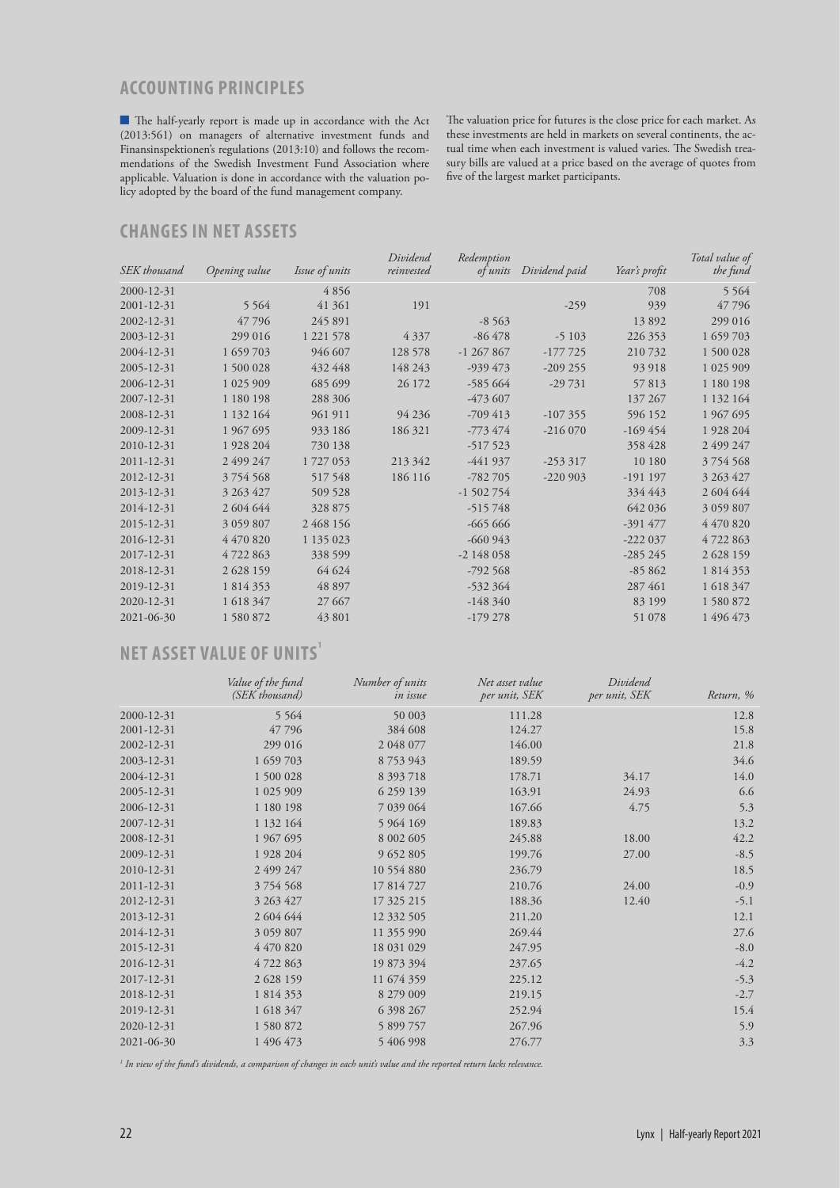## ACCOUNTING PRINCIPLES

The half-yearly report is made up in accordance with the Act (2013:561) on managers of alternative investment funds and Finansinspektionen's regulations (2013:10) and follows the recommendations of the Swedish Investment Fund Association where applicable. Valuation is done in accordance with the valuation policy adopted by the board of the fund management company.

The valuation price for futures is the close price for each market. As these investments are held in markets on several continents, the actual time when each investment is valued varies. The Swedish treasury bills are valued at a price based on the average of quotes from five of the largest market participants.

## CHANGES IN NET ASSETS

| *SEK thousand* | *Opening value* | *Issue of units* | *Dividend reinvested* | *Redemption of units* | *Dividend paid* | *Year's profit* | *Total value of the fund* |
|---|---|---|---|---|---|---|---|
| 2000-12-31 | | 4 856 | | | | 708 | 5 564 |
| 2001-12-31 | 5 564 | 41 361 | 191 | | -259 | 939 | 47 796 |
| 2002-12-31 | 47 796 | 245 891 | | -8 563 | | 13 892 | 299 016 |
| 2003-12-31 | 299 016 | 1 221 578 | 4 337 | -86 478 | -5 103 | 226 353 | 1 659 703 |
| 2004-12-31 | 1 659 703 | 946 607 | 128 578 | -1 267 867 | -177 725 | 210 732 | 1 500 028 |
| 2005-12-31 | 1 500 028 | 432 448 | 148 243 | -939 473 | -209 255 | 93 918 | 1 025 909 |
| 2006-12-31 | 1 025 909 | 685 699 | 26 172 | -585 664 | -29 731 | 57 813 | 1 180 198 |
| 2007-12-31 | 1 180 198 | 288 306 | | -473 607 | | 137 267 | 1 132 164 |
| 2008-12-31 | 1 132 164 | 961 911 | 94 236 | -709 413 | -107 355 | 596 152 | 1 967 695 |
| 2009-12-31 | 1 967 695 | 933 186 | 186 321 | -773 474 | -216 070 | -169 454 | 1 928 204 |
| 2010-12-31 | 1 928 204 | 730 138 | | -517 523 | | 358 428 | 2 499 247 |
| 2011-12-31 | 2 499 247 | 1 727 053 | 213 342 | -441 937 | -253 317 | 10 180 | 3 754 568 |
| 2012-12-31 | 3 754 568 | 517 548 | 186 116 | -782 705 | -220 903 | -191 197 | 3 263 427 |
| 2013-12-31 | 3 263 427 | 509 528 | | -1 502 754 | | 334 443 | 2 604 644 |
| 2014-12-31 | 2 604 644 | 328 875 | | -515 748 | | 642 036 | 3 059 807 |
| 2015-12-31 | 3 059 807 | 2 468 156 | | -665 666 | | -391 477 | 4 470 820 |
| 2016-12-31 | 4 470 820 | 1 135 023 | | -660 943 | | -222 037 | 4 722 863 |
| 2017-12-31 | 4 722 863 | 338 599 | | -2 148 058 | | -285 245 | 2 628 159 |
| 2018-12-31 | 2 628 159 | 64 624 | | -792 568 | | -85 862 | 1 814 353 |
| 2019-12-31 | 1 814 353 | 48 897 | | -532 364 | | 287 461 | 1 618 347 |
| 2020-12-31 | 1 618 347 | 27 667 | | -148 340 | | 83 199 | 1 580 872 |
| 2021-06-30 | 1 580 872 | 43 801 | | -179 278 | | 51 078 | 1 496 473 |

## NET ASSET VALUE OF UNITS[1]

| | *Value of the fund (SEK thousand)* | *Number of units in issue* | *Net asset value per unit, SEK* | *Dividend per unit, SEK* | *Return, %* |
|---|---|---|---|---|---|
| 2000-12-31 | 5 564 | 50 003 | 111.28 | | 12.8 |
| 2001-12-31 | 47 796 | 384 608 | 124.27 | | 15.8 |
| 2002-12-31 | 299 016 | 2 048 077 | 146.00 | | 21.8 |
| 2003-12-31 | 1 659 703 | 8 753 943 | 189.59 | | 34.6 |
| 2004-12-31 | 1 500 028 | 8 393 718 | 178.71 | 34.17 | 14.0 |
| 2005-12-31 | 1 025 909 | 6 259 139 | 163.91 | 24.93 | 6.6 |
| 2006-12-31 | 1 180 198 | 7 039 064 | 167.66 | 4.75 | 5.3 |
| 2007-12-31 | 1 132 164 | 5 964 169 | 189.83 | | 13.2 |
| 2008-12-31 | 1 967 695 | 8 002 605 | 245.88 | 18.00 | 42.2 |
| 2009-12-31 | 1 928 204 | 9 652 805 | 199.76 | 27.00 | -8.5 |
| 2010-12-31 | 2 499 247 | 10 554 880 | 236.79 | | 18.5 |
| 2011-12-31 | 3 754 568 | 17 814 727 | 210.76 | 24.00 | -0.9 |
| 2012-12-31 | 3 263 427 | 17 325 215 | 188.36 | 12.40 | -5.1 |
| 2013-12-31 | 2 604 644 | 12 332 505 | 211.20 | | 12.1 |
| 2014-12-31 | 3 059 807 | 11 355 990 | 269.44 | | 27.6 |
| 2015-12-31 | 4 470 820 | 18 031 029 | 247.95 | | -8.0 |
| 2016-12-31 | 4 722 863 | 19 873 394 | 237.65 | | -4.2 |
| 2017-12-31 | 2 628 159 | 11 674 359 | 225.12 | | -5.3 |
| 2018-12-31 | 1 814 353 | 8 279 009 | 219.15 | | -2.7 |
| 2019-12-31 | 1 618 347 | 6 398 267 | 252.94 | | 15.4 |
| 2020-12-31 | 1 580 872 | 5 899 757 | 267.96 | | 5.9 |
| 2021-06-30 | 1 496 473 | 5 406 998 | 276.77 | | 3.3 |

*[1] In view of the fund's dividends, a comparison of changes in each unit's value and the reported return lacks relevance.*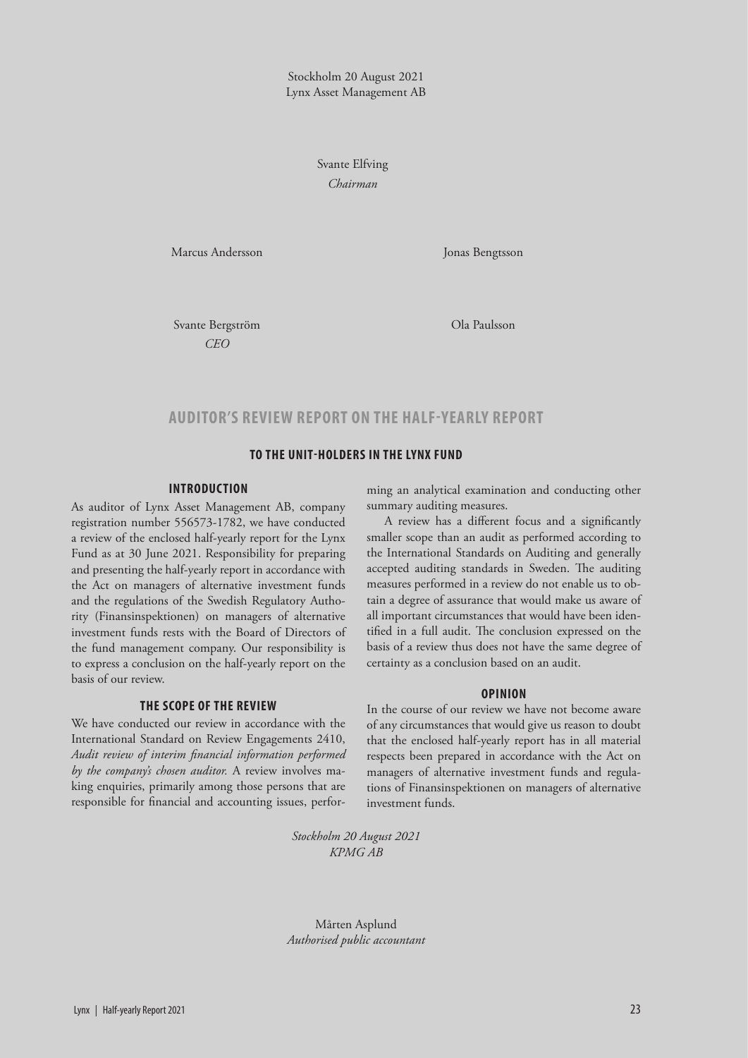Stockholm 20 August 2021
Lynx Asset Management AB

Svante Elfving
*Chairman*

Marcus Andersson

Jonas Bengtsson

Svante Bergström
*CEO*

Ola Paulsson

## AUDITOR'S REVIEW REPORT ON THE HALF-YEARLY REPORT

### TO THE UNIT-HOLDERS IN THE LYNX FUND

#### INTRODUCTION

As auditor of Lynx Asset Management AB, company registration number 556573-1782, we have conducted a review of the enclosed half-yearly report for the Lynx Fund as at 30 June 2021. Responsibility for preparing and presenting the half-yearly report in accordance with the Act on managers of alternative investment funds and the regulations of the Swedish Regulatory Authority (Finansinspektionen) on managers of alternative investment funds rests with the Board of Directors of the fund management company. Our responsibility is to express a conclusion on the half-yearly report on the basis of our review.

#### THE SCOPE OF THE REVIEW

We have conducted our review in accordance with the International Standard on Review Engagements 2410, *Audit review of interim financial information performed by the company's chosen auditor.* A review involves making enquiries, primarily among those persons that are responsible for financial and accounting issues, performing an analytical examination and conducting other summary auditing measures.

A review has a different focus and a significantly smaller scope than an audit as performed according to the International Standards on Auditing and generally accepted auditing standards in Sweden. The auditing measures performed in a review do not enable us to obtain a degree of assurance that would make us aware of all important circumstances that would have been identified in a full audit. The conclusion expressed on the basis of a review thus does not have the same degree of certainty as a conclusion based on an audit.

#### OPINION

In the course of our review we have not become aware of any circumstances that would give us reason to doubt that the enclosed half-yearly report has in all material respects been prepared in accordance with the Act on managers of alternative investment funds and regulations of Finansinspektionen on managers of alternative investment funds.

*Stockholm 20 August 2021*
*KPMG AB*

Mårten Asplund
*Authorised public accountant*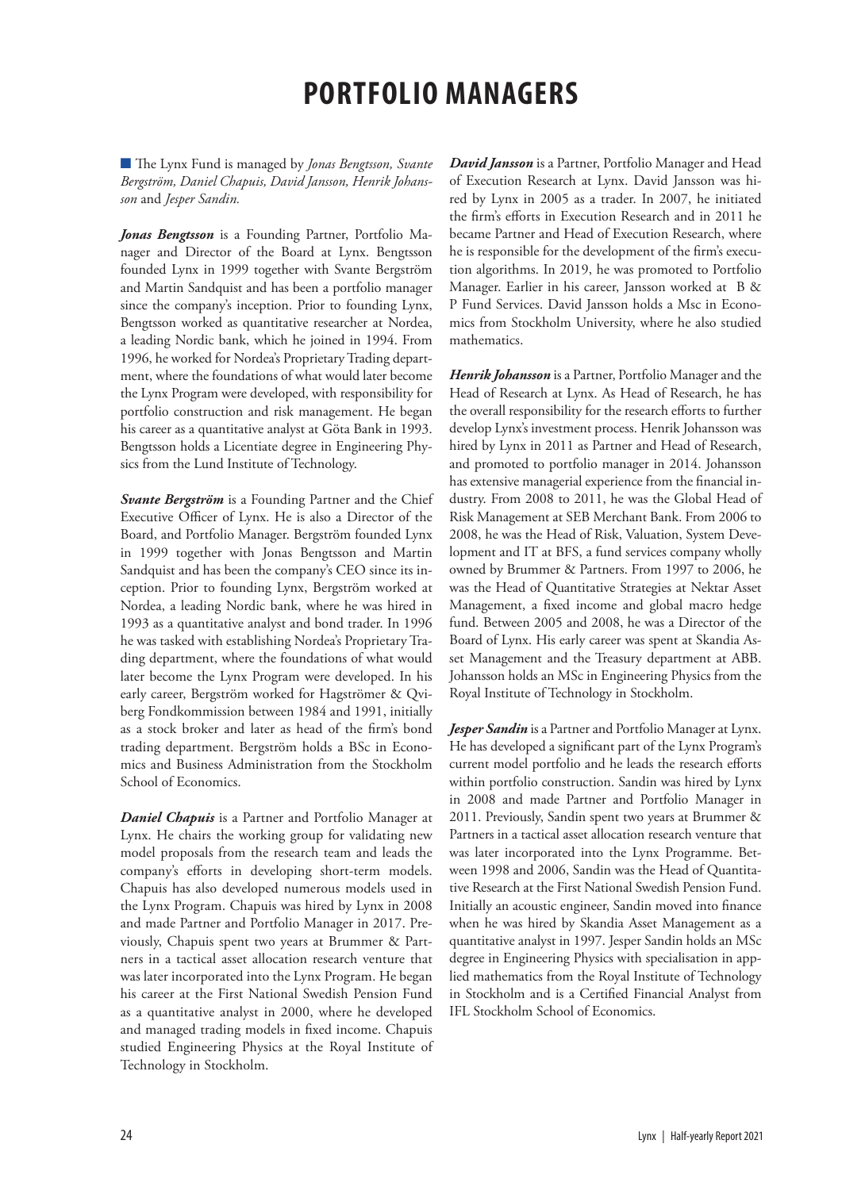# PORTFOLIO MANAGERS

The Lynx Fund is managed by *Jonas Bengtsson, Svante Bergström, Daniel Chapuis, David Jansson, Henrik Johansson* and *Jesper Sandin.*

***Jonas Bengtsson*** is a Founding Partner, Portfolio Manager and Director of the Board at Lynx. Bengtsson founded Lynx in 1999 together with Svante Bergström and Martin Sandquist and has been a portfolio manager since the company's inception. Prior to founding Lynx, Bengtsson worked as quantitative researcher at Nordea, a leading Nordic bank, which he joined in 1994. From 1996, he worked for Nordea's Proprietary Trading department, where the foundations of what would later become the Lynx Program were developed, with responsibility for portfolio construction and risk management. He began his career as a quantitative analyst at Göta Bank in 1993. Bengtsson holds a Licentiate degree in Engineering Physics from the Lund Institute of Technology.

***Svante Bergström*** is a Founding Partner and the Chief Executive Officer of Lynx. He is also a Director of the Board, and Portfolio Manager. Bergström founded Lynx in 1999 together with Jonas Bengtsson and Martin Sandquist and has been the company's CEO since its inception. Prior to founding Lynx, Bergström worked at Nordea, a leading Nordic bank, where he was hired in 1993 as a quantitative analyst and bond trader. In 1996 he was tasked with establishing Nordea's Proprietary Trading department, where the foundations of what would later become the Lynx Program were developed. In his early career, Bergström worked for Hagströmer & Qviberg Fondkommission between 1984 and 1991, initially as a stock broker and later as head of the firm's bond trading department. Bergström holds a BSc in Economics and Business Administration from the Stockholm School of Economics.

***Daniel Chapuis*** is a Partner and Portfolio Manager at Lynx. He chairs the working group for validating new model proposals from the research team and leads the company's efforts in developing short-term models. Chapuis has also developed numerous models used in the Lynx Program. Chapuis was hired by Lynx in 2008 and made Partner and Portfolio Manager in 2017. Previously, Chapuis spent two years at Brummer & Partners in a tactical asset allocation research venture that was later incorporated into the Lynx Program. He began his career at the First National Swedish Pension Fund as a quantitative analyst in 2000, where he developed and managed trading models in fixed income. Chapuis studied Engineering Physics at the Royal Institute of Technology in Stockholm.

***David Jansson*** is a Partner, Portfolio Manager and Head of Execution Research at Lynx. David Jansson was hired by Lynx in 2005 as a trader. In 2007, he initiated the firm's efforts in Execution Research and in 2011 he became Partner and Head of Execution Research, where he is responsible for the development of the firm's execution algorithms. In 2019, he was promoted to Portfolio Manager. Earlier in his career, Jansson worked at B & P Fund Services. David Jansson holds a Msc in Economics from Stockholm University, where he also studied mathematics.

***Henrik Johansson*** is a Partner, Portfolio Manager and the Head of Research at Lynx. As Head of Research, he has the overall responsibility for the research efforts to further develop Lynx's investment process. Henrik Johansson was hired by Lynx in 2011 as Partner and Head of Research, and promoted to portfolio manager in 2014. Johansson has extensive managerial experience from the financial industry. From 2008 to 2011, he was the Global Head of Risk Management at SEB Merchant Bank. From 2006 to 2008, he was the Head of Risk, Valuation, System Development and IT at BFS, a fund services company wholly owned by Brummer & Partners. From 1997 to 2006, he was the Head of Quantitative Strategies at Nektar Asset Management, a fixed income and global macro hedge fund. Between 2005 and 2008, he was a Director of the Board of Lynx. His early career was spent at Skandia Asset Management and the Treasury department at ABB. Johansson holds an MSc in Engineering Physics from the Royal Institute of Technology in Stockholm.

***Jesper Sandin*** is a Partner and Portfolio Manager at Lynx. He has developed a significant part of the Lynx Program's current model portfolio and he leads the research efforts within portfolio construction. Sandin was hired by Lynx in 2008 and made Partner and Portfolio Manager in 2011. Previously, Sandin spent two years at Brummer & Partners in a tactical asset allocation research venture that was later incorporated into the Lynx Programme. Between 1998 and 2006, Sandin was the Head of Quantitative Research at the First National Swedish Pension Fund. Initially an acoustic engineer, Sandin moved into finance when he was hired by Skandia Asset Management as a quantitative analyst in 1997. Jesper Sandin holds an MSc degree in Engineering Physics with specialisation in applied mathematics from the Royal Institute of Technology in Stockholm and is a Certified Financial Analyst from IFL Stockholm School of Economics.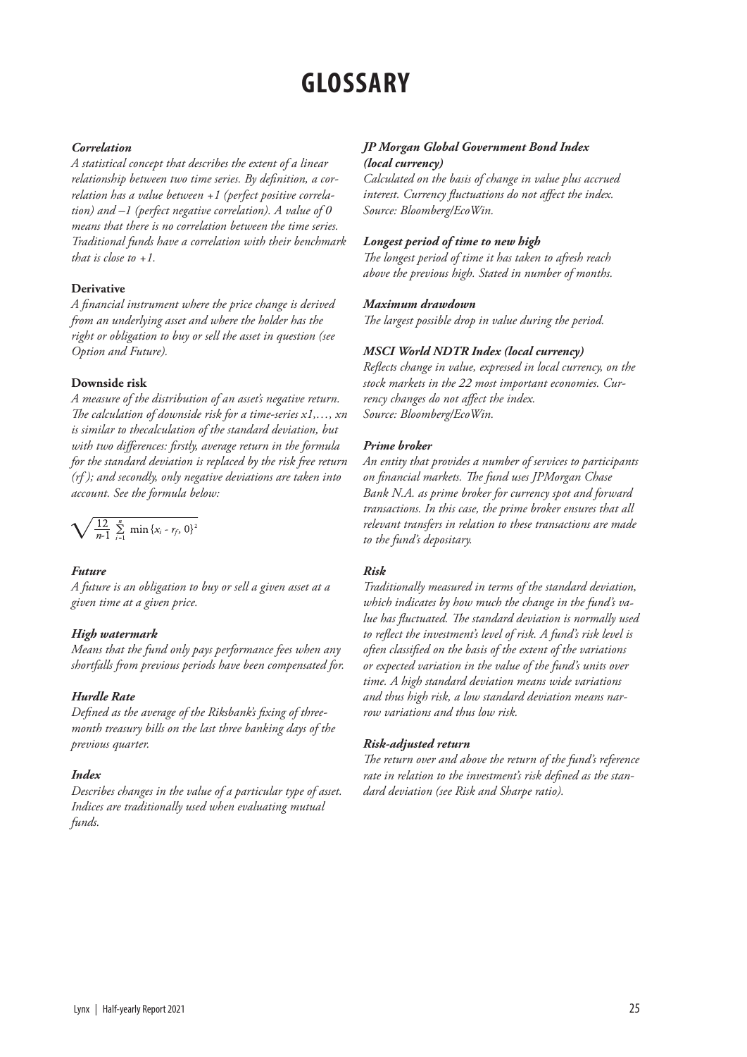# GLOSSARY

***Correlation***

*A statistical concept that describes the extent of a linear relationship between two time series. By definition, a correlation has a value between +1 (perfect positive correlation) and –1 (perfect negative correlation). A value of 0 means that there is no correlation between the time series. Traditional funds have a correlation with their benchmark that is close to +1.*

**Derivative**

*A financial instrument where the price change is derived from an underlying asset and where the holder has the right or obligation to buy or sell the asset in question (see Option and Future).*

**Downside risk**

*A measure of the distribution of an asset's negative return. The calculation of downside risk for a time-series x1,…, xn is similar to thecalculation of the standard deviation, but with two differences: firstly, average return in the formula for the standard deviation is replaced by the risk free return (rf ); and secondly, only negative deviations are taken into account. See the formula below:*

$$\sqrt{\frac{12}{n\text{-}1} \sum_{i=1}^{n} \min\{x_i - r_f, 0\}^2}$$

***Future***

*A future is an obligation to buy or sell a given asset at a given time at a given price.*

***High watermark***

*Means that the fund only pays performance fees when any shortfalls from previous periods have been compensated for.*

***Hurdle Rate***

*Defined as the average of the Riksbank's fixing of three-month treasury bills on the last three banking days of the previous quarter.*

***Index***

*Describes changes in the value of a particular type of asset. Indices are traditionally used when evaluating mutual funds.*

***JP Morgan Global Government Bond Index (local currency)***

*Calculated on the basis of change in value plus accrued interest. Currency fluctuations do not affect the index. Source: Bloomberg/EcoWin.*

***Longest period of time to new high***

*The longest period of time it has taken to afresh reach above the previous high. Stated in number of months.*

***Maximum drawdown***

*The largest possible drop in value during the period.*

***MSCI World NDTR Index (local currency)***

*Reflects change in value, expressed in local currency, on the stock markets in the 22 most important economies. Currency changes do not affect the index. Source: Bloomberg/EcoWin.*

***Prime broker***

*An entity that provides a number of services to participants on financial markets. The fund uses JPMorgan Chase Bank N.A. as prime broker for currency spot and forward transactions. In this case, the prime broker ensures that all relevant transfers in relation to these transactions are made to the fund's depositary.*

***Risk***

*Traditionally measured in terms of the standard deviation, which indicates by how much the change in the fund's value has fluctuated. The standard deviation is normally used to reflect the investment's level of risk. A fund's risk level is often classified on the basis of the extent of the variations or expected variation in the value of the fund's units over time. A high standard deviation means wide variations and thus high risk, a low standard deviation means narrow variations and thus low risk.*

***Risk-adjusted return***

*The return over and above the return of the fund's reference rate in relation to the investment's risk defined as the standard deviation (see Risk and Sharpe ratio).*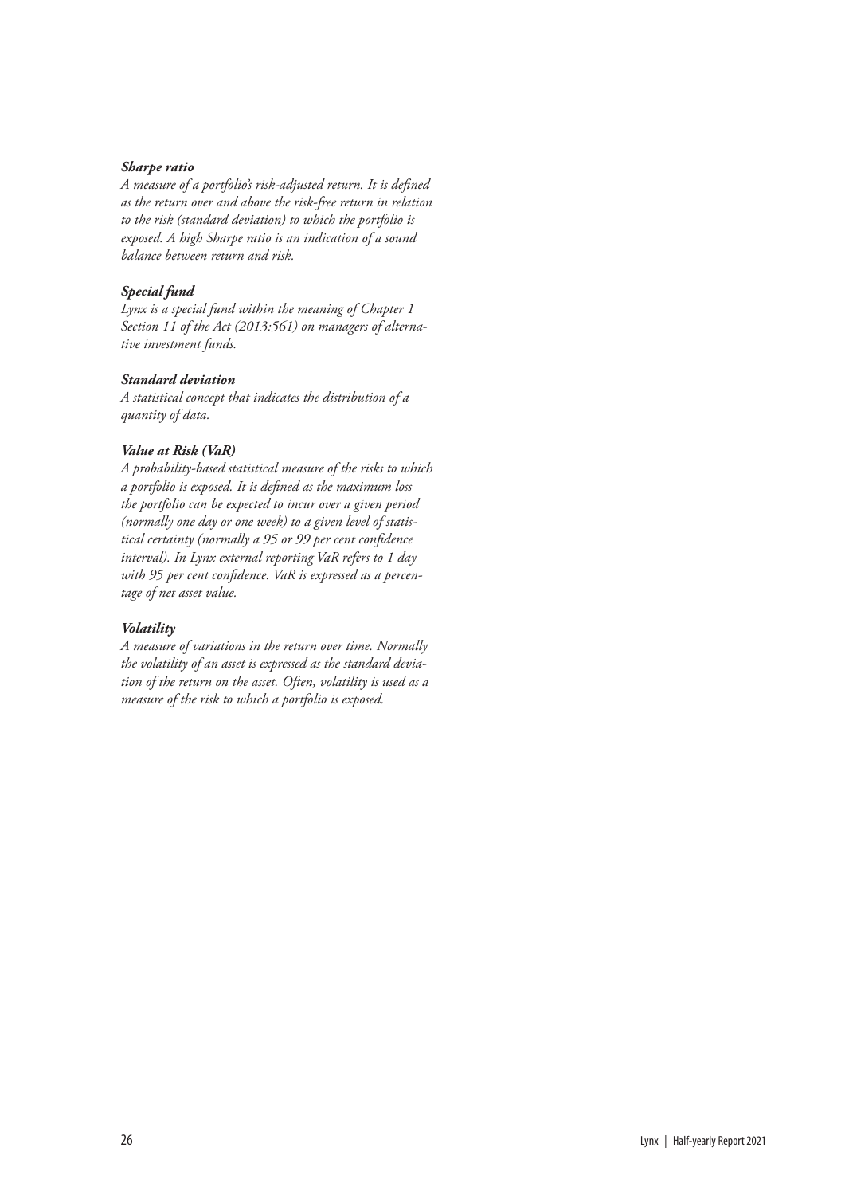***Sharpe ratio***

*A measure of a portfolio's risk-adjusted return. It is defined as the return over and above the risk-free return in relation to the risk (standard deviation) to which the portfolio is exposed. A high Sharpe ratio is an indication of a sound balance between return and risk.*

***Special fund***

*Lynx is a special fund within the meaning of Chapter 1 Section 11 of the Act (2013:561) on managers of alternative investment funds.*

***Standard deviation***

*A statistical concept that indicates the distribution of a quantity of data.*

***Value at Risk (VaR)***

*A probability-based statistical measure of the risks to which a portfolio is exposed. It is defined as the maximum loss the portfolio can be expected to incur over a given period (normally one day or one week) to a given level of statistical certainty (normally a 95 or 99 per cent confidence interval). In Lynx external reporting VaR refers to 1 day with 95 per cent confidence. VaR is expressed as a percentage of net asset value.*

***Volatility***

*A measure of variations in the return over time. Normally the volatility of an asset is expressed as the standard deviation of the return on the asset. Often, volatility is used as a measure of the risk to which a portfolio is exposed.*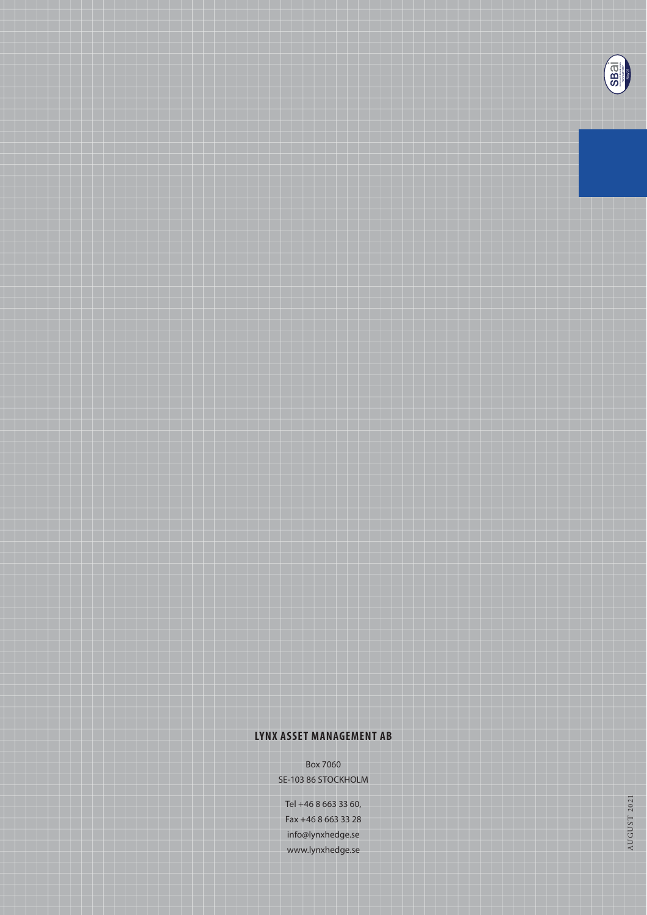**LYNX ASSET MANAGEMENT AB**

Box 7060
SE-103 86 STOCKHOLM

Tel +46 8 663 33 60,
Fax +46 8 663 33 28
info@lynxhedge.se
www.lynxhedge.se

AUGUST 2021